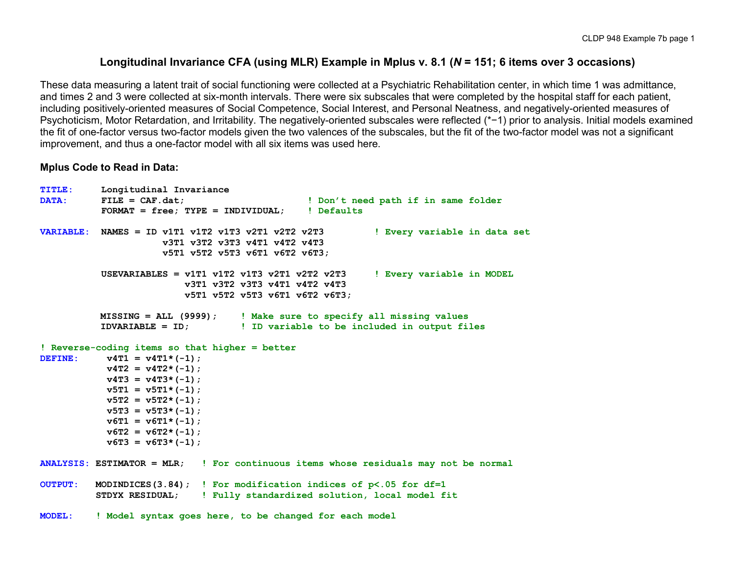# Longitudinal Invariance CFA (using MLR) Example in Mplus v. 8.1 (*N* = 151; 6 items over 3 occasions)

These data measuring a latent trait of social functioning were collected at a Psychiatric Rehabilitation center, in which time 1 was admittance, and times 2 and 3 were collected at six-month intervals. There were six subscales that were completed by the hospital staff for each patient, including positively-oriented measures of Social Competence, Social Interest, and Personal Neatness, and negatively-oriented measures of Psychoticism, Motor Retardation, and Irritability. The negatively-oriented subscales were reflected (*−1) prior to analysis. Initial models examined the fit of one-factor versus two-factor models given the two valences of the subscales, but the fit of the two-factor model was not a significant improvement, and thus a one-factor model with all six items was used here.

**Mplus Code to Read in Data:**

```
TITLE:     Longitudinal Invariance
DATA:      FILE = CAF.dat;                        ! Don't need path if in same folder
           FORMAT = free; TYPE = INDIVIDUAL;      ! Defaults

VARIABLE:  NAMES = ID v1T1 v1T2 v1T3 v2T1 v2T2 v2T3          ! Every variable in data set
                   v3T1 v3T2 v3T3 v4T1 v4T2 v4T3
                   v5T1 v5T2 v5T3 v6T1 v6T2 v6T3;

           USEVARIABLES = v1T1 v1T2 v1T3 v2T1 v2T2 v2T3      ! Every variable in MODEL
                          v3T1 v3T2 v3T3 v4T1 v4T2 v4T3
                          v5T1 v5T2 v5T3 v6T1 v6T2 v6T3;

           MISSING = ALL (9999);    ! Make sure to specify all missing values
           IDVARIABLE = ID;         ! ID variable to be included in output files

! Reverse-coding items so that higher = better
DEFINE:     v4T1 = v4T1*(-1);
            v4T2 = v4T2*(-1);
            v4T3 = v4T3*(-1);
            v5T1 = v5T1*(-1);
            v5T2 = v5T2*(-1);
            v5T3 = v5T3*(-1);
            v6T1 = v6T1*(-1);
            v6T2 = v6T2*(-1);
            v6T3 = v6T3*(-1);

ANALYSIS: ESTIMATOR = MLR;   ! For continuous items whose residuals may not be normal

OUTPUT:   MODINDICES(3.84);  ! For modification indices of p<.05 for df=1
          STDYX RESIDUAL;    ! Fully standardized solution, local model fit

MODEL:    ! Model syntax goes here, to be changed for each model
```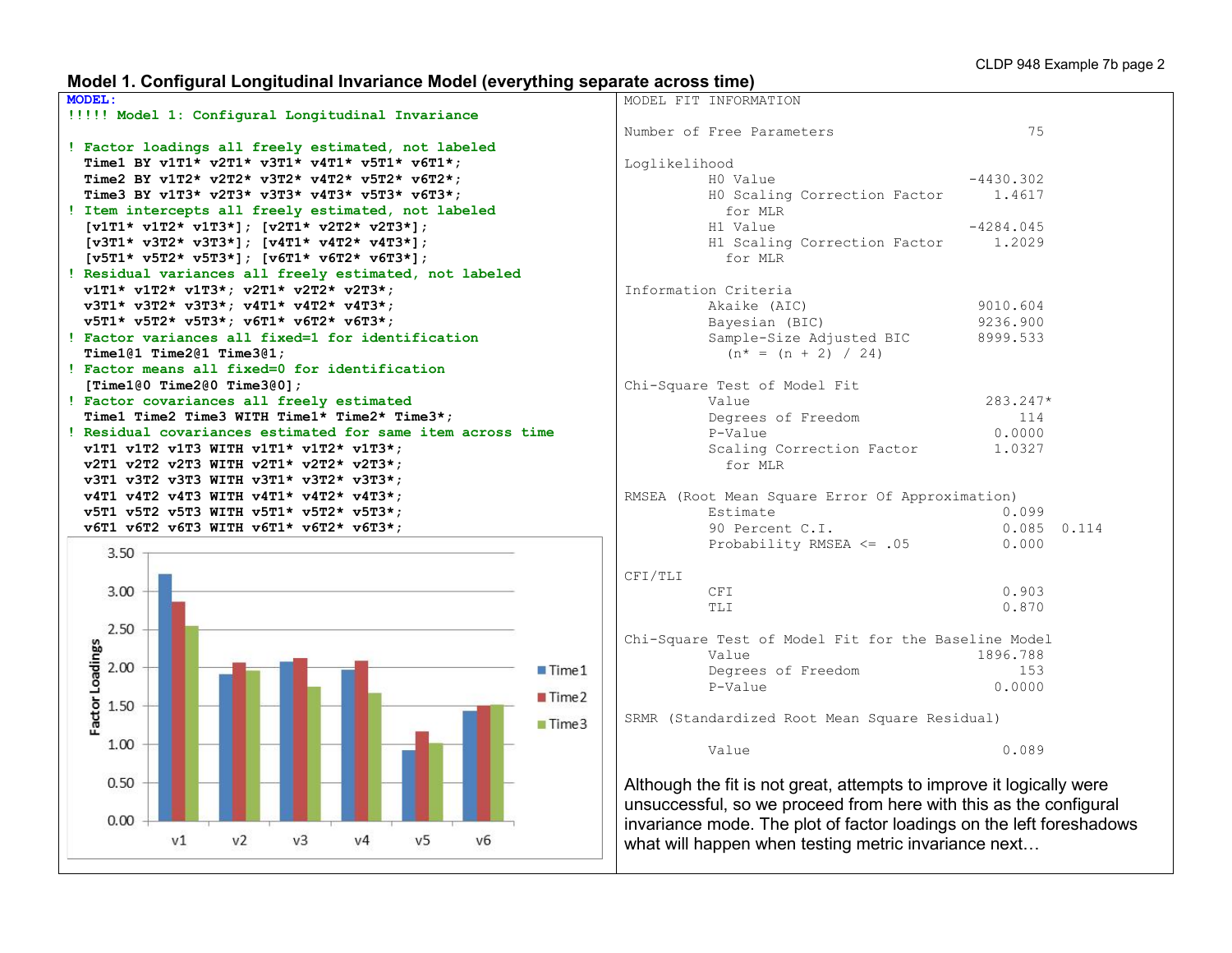## Model 1. Configural Longitudinal Invariance Model (everything separate across time)

```
MODEL:
!!!!! Model 1: Configural Longitudinal Invariance

! Factor loadings all freely estimated, not labeled
  Time1 BY v1T1* v2T1* v3T1* v4T1* v5T1* v6T1*;
  Time2 BY v1T2* v2T2* v3T2* v4T2* v5T2* v6T2*;
  Time3 BY v1T3* v2T3* v3T3* v4T3* v5T3* v6T3*;
! Item intercepts all freely estimated, not labeled
  [v1T1* v1T2* v1T3*]; [v2T1* v2T2* v2T3*];
  [v3T1* v3T2* v3T3*]; [v4T1* v4T2* v4T3*];
  [v5T1* v5T2* v5T3*]; [v6T1* v6T2* v6T3*];
! Residual variances all freely estimated, not labeled
  v1T1* v1T2* v1T3*; v2T1* v2T2* v2T3*;
  v3T1* v3T2* v3T3*; v4T1* v4T2* v4T3*;
  v5T1* v5T2* v5T3*; v6T1* v6T2* v6T3*;
! Factor variances all fixed=1 for identification
  Time1@1 Time2@1 Time3@1;
! Factor means all fixed=0 for identification
  [Time1@0 Time2@0 Time3@0];
! Factor covariances all freely estimated
  Time1 Time2 Time3 WITH Time1* Time2* Time3*;
! Residual covariances estimated for same item across time
  v1T1 v1T2 v1T3 WITH v1T1* v1T2* v1T3*;
  v2T1 v2T2 v2T3 WITH v2T1* v2T2* v2T3*;
  v3T1 v3T2 v3T3 WITH v3T1* v3T2* v3T3*;
  v4T1 v4T2 v4T3 WITH v4T1* v4T2* v4T3*;
  v5T1 v5T2 v5T3 WITH v5T1* v5T2* v5T3*;
  v6T1 v6T2 v6T3 WITH v6T1* v6T2* v6T3*;
```

```
MODEL FIT INFORMATION

Number of Free Parameters                       75

Loglikelihood
          H0 Value                       -4430.302
          H0 Scaling Correction Factor      1.4617
            for MLR
          H1 Value                       -4284.045
          H1 Scaling Correction Factor      1.2029
            for MLR

Information Criteria
          Akaike (AIC)                    9010.604
          Bayesian (BIC)                  9236.900
          Sample-Size Adjusted BIC        8999.533
            (n* = (n + 2) / 24)

Chi-Square Test of Model Fit
          Value                            283.247*
          Degrees of Freedom                   114
          P-Value                           0.0000
          Scaling Correction Factor         1.0327
            for MLR

RMSEA (Root Mean Square Error Of Approximation)
          Estimate                           0.099
          90 Percent C.I.                    0.085  0.114
          Probability RMSEA <= .05           0.000

CFI/TLI
          CFI                                0.903
          TLI                                0.870

Chi-Square Test of Model Fit for the Baseline Model
          Value                           1896.788
          Degrees of Freedom                   153
          P-Value                           0.0000

SRMR (Standardized Root Mean Square Residual)

          Value                              0.089
```

Although the fit is not great, attempts to improve it logically were unsuccessful, so we proceed from here with this as the configural invariance mode. The plot of factor loadings on the left foreshadows what will happen when testing metric invariance next…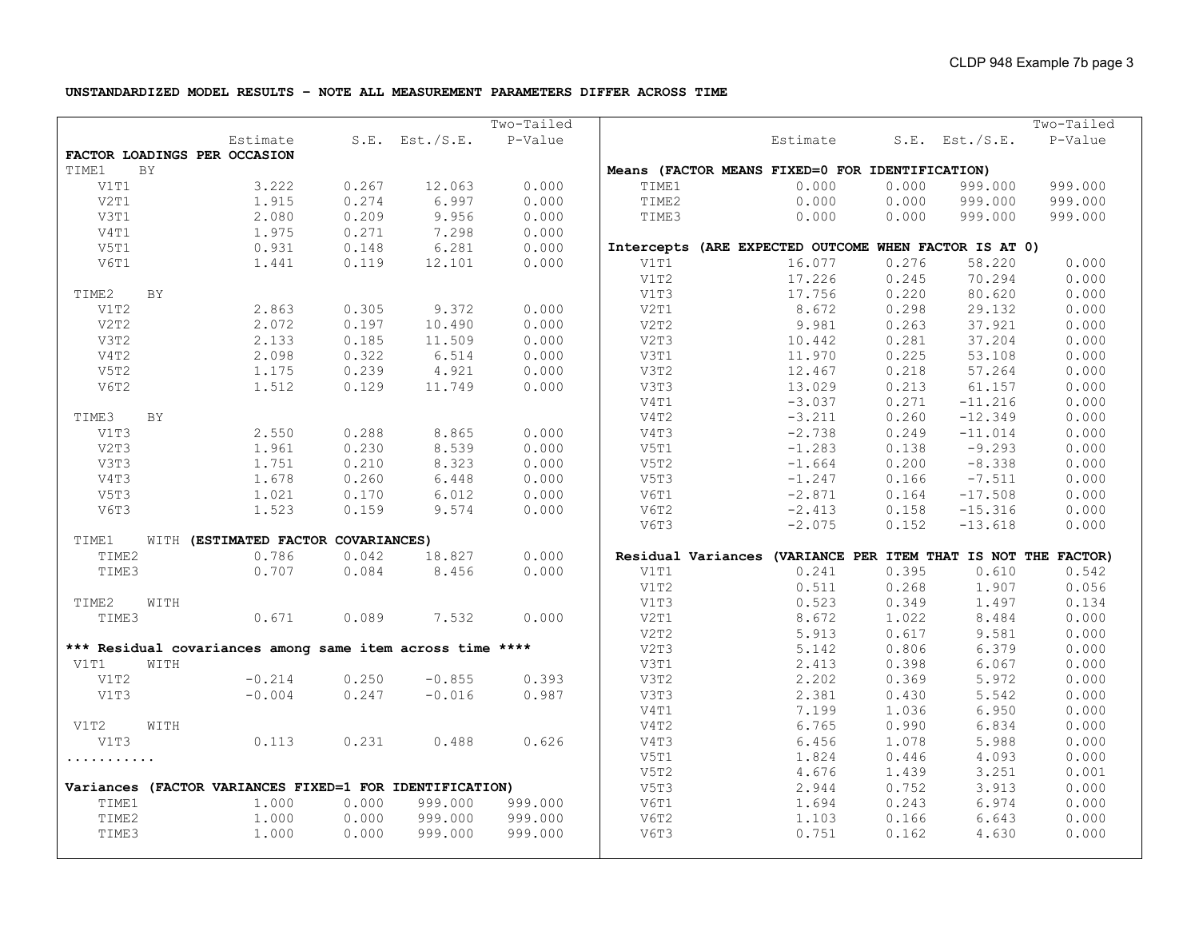**UNSTANDARDIZED MODEL RESULTS – NOTE ALL MEASUREMENT PARAMETERS DIFFER ACROSS TIME**

| | Estimate | S.E. | Est./S.E. | Two-Tailed P-Value |
|---|---|---|---|---|
| **FACTOR LOADINGS PER OCCASION** | | | | |
| TIME1 BY | | | | |
| V1T1 | 3.222 | 0.267 | 12.063 | 0.000 |
| V2T1 | 1.915 | 0.274 | 6.997 | 0.000 |
| V3T1 | 2.080 | 0.209 | 9.956 | 0.000 |
| V4T1 | 1.975 | 0.271 | 7.298 | 0.000 |
| V5T1 | 0.931 | 0.148 | 6.281 | 0.000 |
| V6T1 | 1.441 | 0.119 | 12.101 | 0.000 |
| TIME2 BY | | | | |
| V1T2 | 2.863 | 0.305 | 9.372 | 0.000 |
| V2T2 | 2.072 | 0.197 | 10.490 | 0.000 |
| V3T2 | 2.133 | 0.185 | 11.509 | 0.000 |
| V4T2 | 2.098 | 0.322 | 6.514 | 0.000 |
| V5T2 | 1.175 | 0.239 | 4.921 | 0.000 |
| V6T2 | 1.512 | 0.129 | 11.749 | 0.000 |
| TIME3 BY | | | | |
| V1T3 | 2.550 | 0.288 | 8.865 | 0.000 |
| V2T3 | 1.961 | 0.230 | 8.539 | 0.000 |
| V3T3 | 1.751 | 0.210 | 8.323 | 0.000 |
| V4T3 | 1.678 | 0.260 | 6.448 | 0.000 |
| V5T3 | 1.021 | 0.170 | 6.012 | 0.000 |
| V6T3 | 1.523 | 0.159 | 9.574 | 0.000 |
| TIME1 WITH **(ESTIMATED FACTOR COVARIANCES)** | | | | |
| TIME2 | 0.786 | 0.042 | 18.827 | 0.000 |
| TIME3 | 0.707 | 0.084 | 8.456 | 0.000 |
| TIME2 WITH | | | | |
| TIME3 | 0.671 | 0.089 | 7.532 | 0.000 |
| **\*\*\* Residual covariances among same item across time \*\*\*\*** | | | | |
| V1T1 WITH | | | | |
| V1T2 | -0.214 | 0.250 | -0.855 | 0.393 |
| V1T3 | -0.004 | 0.247 | -0.016 | 0.987 |
| V1T2 WITH | | | | |
| V1T3 | 0.113 | 0.231 | 0.488 | 0.626 |
| ........... | | | | |
| **Variances (FACTOR VARIANCES FIXED=1 FOR IDENTIFICATION)** | | | | |
| TIME1 | 1.000 | 0.000 | 999.000 | 999.000 |
| TIME2 | 1.000 | 0.000 | 999.000 | 999.000 |
| TIME3 | 1.000 | 0.000 | 999.000 | 999.000 |

| | Estimate | S.E. | Est./S.E. | Two-Tailed P-Value |
|---|---|---|---|---|
| **Means (FACTOR MEANS FIXED=0 FOR IDENTIFICATION)** | | | | |
| TIME1 | 0.000 | 0.000 | 999.000 | 999.000 |
| TIME2 | 0.000 | 0.000 | 999.000 | 999.000 |
| TIME3 | 0.000 | 0.000 | 999.000 | 999.000 |
| **Intercepts (ARE EXPECTED OUTCOME WHEN FACTOR IS AT 0)** | | | | |
| V1T1 | 16.077 | 0.276 | 58.220 | 0.000 |
| V1T2 | 17.226 | 0.245 | 70.294 | 0.000 |
| V1T3 | 17.756 | 0.220 | 80.620 | 0.000 |
| V2T1 | 8.672 | 0.298 | 29.132 | 0.000 |
| V2T2 | 9.981 | 0.263 | 37.921 | 0.000 |
| V2T3 | 10.442 | 0.281 | 37.204 | 0.000 |
| V3T1 | 11.970 | 0.225 | 53.108 | 0.000 |
| V3T2 | 12.467 | 0.218 | 57.264 | 0.000 |
| V3T3 | 13.029 | 0.213 | 61.157 | 0.000 |
| V4T1 | -3.037 | 0.271 | -11.216 | 0.000 |
| V4T2 | -3.211 | 0.260 | -12.349 | 0.000 |
| V4T3 | -2.738 | 0.249 | -11.014 | 0.000 |
| V5T1 | -1.283 | 0.138 | -9.293 | 0.000 |
| V5T2 | -1.664 | 0.200 | -8.338 | 0.000 |
| V5T3 | -1.247 | 0.166 | -7.511 | 0.000 |
| V6T1 | -2.871 | 0.164 | -17.508 | 0.000 |
| V6T2 | -2.413 | 0.158 | -15.316 | 0.000 |
| V6T3 | -2.075 | 0.152 | -13.618 | 0.000 |
| **Residual Variances (VARIANCE PER ITEM THAT IS NOT THE FACTOR)** | | | | |
| V1T1 | 0.241 | 0.395 | 0.610 | 0.542 |
| V1T2 | 0.511 | 0.268 | 1.907 | 0.056 |
| V1T3 | 0.523 | 0.349 | 1.497 | 0.134 |
| V2T1 | 8.672 | 1.022 | 8.484 | 0.000 |
| V2T2 | 5.913 | 0.617 | 9.581 | 0.000 |
| V2T3 | 5.142 | 0.806 | 6.379 | 0.000 |
| V3T1 | 2.413 | 0.398 | 6.067 | 0.000 |
| V3T2 | 2.202 | 0.369 | 5.972 | 0.000 |
| V3T3 | 2.381 | 0.430 | 5.542 | 0.000 |
| V4T1 | 7.199 | 1.036 | 6.950 | 0.000 |
| V4T2 | 6.765 | 0.990 | 6.834 | 0.000 |
| V4T3 | 6.456 | 1.078 | 5.988 | 0.000 |
| V5T1 | 1.824 | 0.446 | 4.093 | 0.000 |
| V5T2 | 4.676 | 1.439 | 3.251 | 0.001 |
| V5T3 | 2.944 | 0.752 | 3.913 | 0.000 |
| V6T1 | 1.694 | 0.243 | 6.974 | 0.000 |
| V6T2 | 1.103 | 0.166 | 6.643 | 0.000 |
| V6T3 | 0.751 | 0.162 | 4.630 | 0.000 |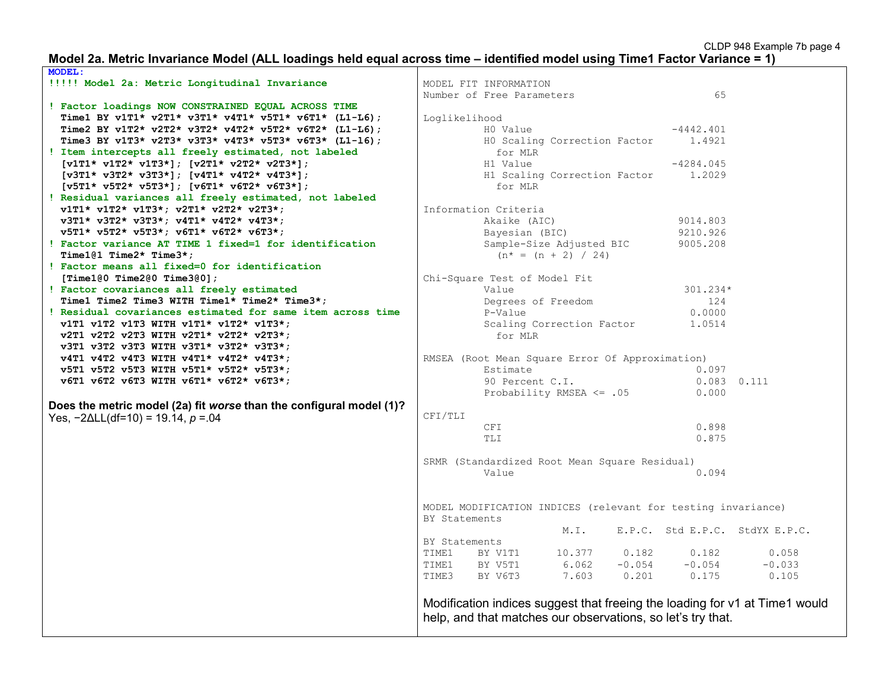## Model 2a. Metric Invariance Model (ALL loadings held equal across time – identified model using Time1 Factor Variance = 1)

```
MODEL:
!!!!! Model 2a: Metric Longitudinal Invariance

! Factor loadings NOW CONSTRAINED EQUAL ACROSS TIME
  Time1 BY v1T1* v2T1* v3T1* v4T1* v5T1* v6T1* (L1-L6);
  Time2 BY v1T2* v2T2* v3T2* v4T2* v5T2* v6T2* (L1-L6);
  Time3 BY v1T3* v2T3* v3T3* v4T3* v5T3* v6T3* (L1-l6);
! Item intercepts all freely estimated, not labeled
  [v1T1* v1T2* v1T3*]; [v2T1* v2T2* v2T3*];
  [v3T1* v3T2* v3T3*]; [v4T1* v4T2* v4T3*];
  [v5T1* v5T2* v5T3*]; [v6T1* v6T2* v6T3*];
! Residual variances all freely estimated, not labeled
  v1T1* v1T2* v1T3*; v2T1* v2T2* v2T3*;
  v3T1* v3T2* v3T3*; v4T1* v4T2* v4T3*;
  v5T1* v5T2* v5T3*; v6T1* v6T2* v6T3*;
! Factor variance AT TIME 1 fixed=1 for identification
  Time1@1 Time2* Time3*;
! Factor means all fixed=0 for identification
  [Time1@0 Time2@0 Time3@0];
! Factor covariances all freely estimated
  Time1 Time2 Time3 WITH Time1* Time2* Time3*;
! Residual covariances estimated for same item across time
  v1T1 v1T2 v1T3 WITH v1T1* v1T2* v1T3*;
  v2T1 v2T2 v2T3 WITH v2T1* v2T2* v2T3*;
  v3T1 v3T2 v3T3 WITH v3T1* v3T2* v3T3*;
  v4T1 v4T2 v4T3 WITH v4T1* v4T2* v4T3*;
  v5T1 v5T2 v5T3 WITH v5T1* v5T2* v5T3*;
  v6T1 v6T2 v6T3 WITH v6T1* v6T2* v6T3*;
```

**Does the metric model (2a) fit *worse* than the configural model (1)?**
Yes, $-2\Delta LL(df=10) = 19.14$, $p = .04$

```
MODEL FIT INFORMATION
Number of Free Parameters                       65

Loglikelihood
          H0 Value                       -4442.401
          H0 Scaling Correction Factor      1.4921
            for MLR
          H1 Value                       -4284.045
          H1 Scaling Correction Factor      1.2029
            for MLR

Information Criteria
          Akaike (AIC)                    9014.803
          Bayesian (BIC)                  9210.926
          Sample-Size Adjusted BIC        9005.208
            (n* = (n + 2) / 24)

Chi-Square Test of Model Fit
          Value                            301.234*
          Degrees of Freedom                   124
          P-Value                           0.0000
          Scaling Correction Factor         1.0514
            for MLR

RMSEA (Root Mean Square Error Of Approximation)
          Estimate                           0.097
          90 Percent C.I.                    0.083  0.111
          Probability RMSEA <= .05           0.000

CFI/TLI
          CFI                                0.898
          TLI                                0.875

SRMR (Standardized Root Mean Square Residual)
          Value                              0.094


MODEL MODIFICATION INDICES (relevant for testing invariance)
BY Statements
                       M.I.     E.P.C.  Std E.P.C.  StdYX E.P.C.
BY Statements
TIME1    BY V1T1      10.377     0.182      0.182       0.058
TIME1    BY V5T1       6.062    -0.054     -0.054      -0.033
TIME3    BY V6T3       7.603     0.201      0.175       0.105
```

Modification indices suggest that freeing the loading for v1 at Time1 would help, and that matches our observations, so let's try that.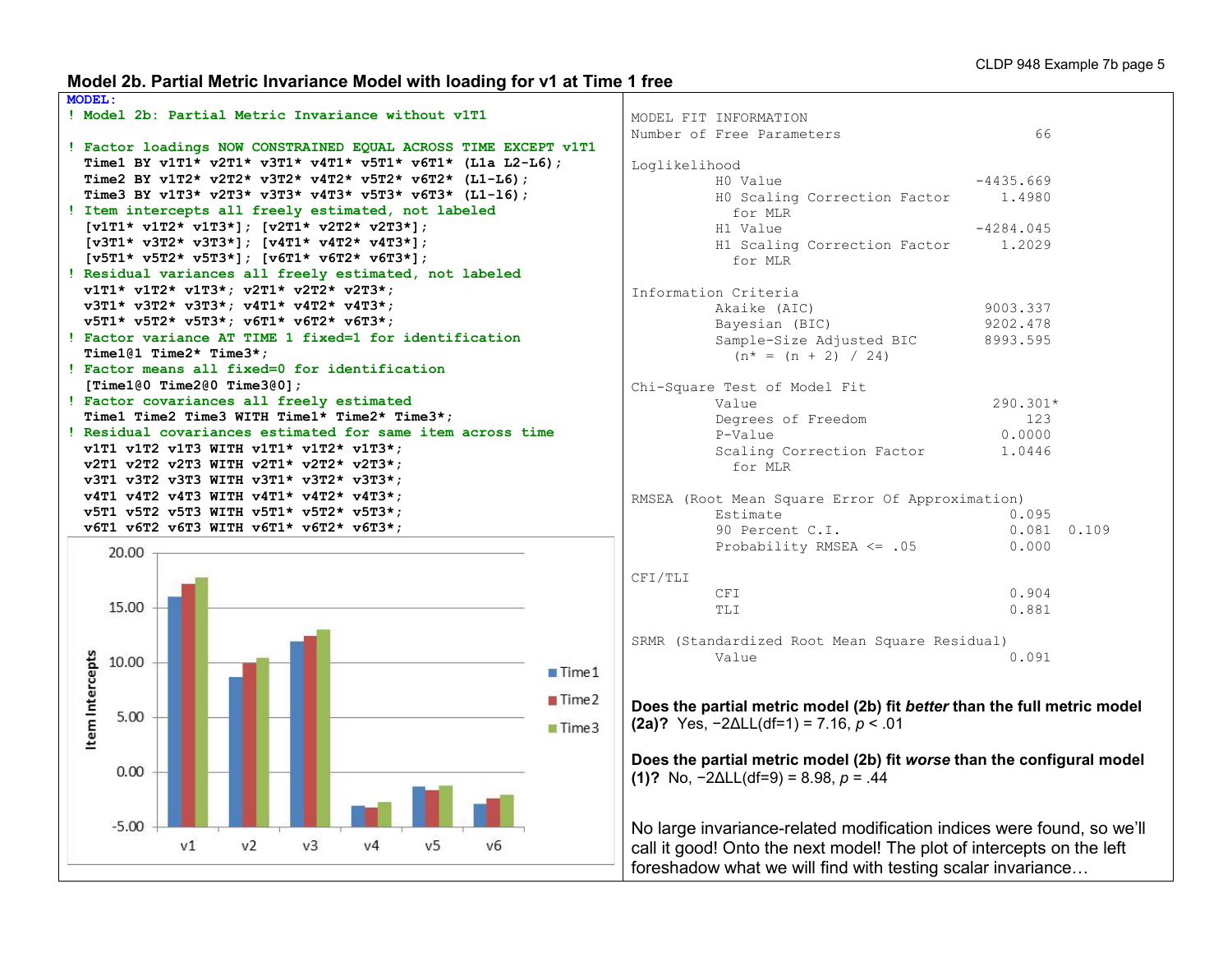## Model 2b. Partial Metric Invariance Model with loading for v1 at Time 1 free

```
MODEL:
! Model 2b: Partial Metric Invariance without v1T1

! Factor loadings NOW CONSTRAINED EQUAL ACROSS TIME EXCEPT v1T1
  Time1 BY v1T1* v2T1* v3T1* v4T1* v5T1* v6T1* (L1a L2-L6);
  Time2 BY v1T2* v2T2* v3T2* v4T2* v5T2* v6T2* (L1-L6);
  Time3 BY v1T3* v2T3* v3T3* v4T3* v5T3* v6T3* (L1-l6);
! Item intercepts all freely estimated, not labeled
  [v1T1* v1T2* v1T3*]; [v2T1* v2T2* v2T3*];
  [v3T1* v3T2* v3T3*]; [v4T1* v4T2* v4T3*];
  [v5T1* v5T2* v5T3*]; [v6T1* v6T2* v6T3*];
! Residual variances all freely estimated, not labeled
  v1T1* v1T2* v1T3*; v2T1* v2T2* v2T3*;
  v3T1* v3T2* v3T3*; v4T1* v4T2* v4T3*;
  v5T1* v5T2* v5T3*; v6T1* v6T2* v6T3*;
! Factor variance AT TIME 1 fixed=1 for identification
  Time1@1 Time2* Time3*;
! Factor means all fixed=0 for identification
  [Time1@0 Time2@0 Time3@0];
! Factor covariances all freely estimated
  Time1 Time2 Time3 WITH Time1* Time2* Time3*;
! Residual covariances estimated for same item across time
  v1T1 v1T2 v1T3 WITH v1T1* v1T2* v1T3*;
  v2T1 v2T2 v2T3 WITH v2T1* v2T2* v2T3*;
  v3T1 v3T2 v3T3 WITH v3T1* v3T2* v3T3*;
  v4T1 v4T2 v4T3 WITH v4T1* v4T2* v4T3*;
  v5T1 v5T2 v5T3 WITH v5T1* v5T2* v5T3*;
  v6T1 v6T2 v6T3 WITH v6T1* v6T2* v6T3*;
```

```
MODEL FIT INFORMATION
Number of Free Parameters                       66

Loglikelihood
          H0 Value                       -4435.669
          H0 Scaling Correction Factor      1.4980
            for MLR
          H1 Value                       -4284.045
          H1 Scaling Correction Factor      1.2029
            for MLR

Information Criteria
          Akaike (AIC)                    9003.337
          Bayesian (BIC)                  9202.478
          Sample-Size Adjusted BIC        8993.595
            (n* = (n + 2) / 24)

Chi-Square Test of Model Fit
          Value                            290.301*
          Degrees of Freedom                   123
          P-Value                           0.0000
          Scaling Correction Factor         1.0446
            for MLR

RMSEA (Root Mean Square Error Of Approximation)
          Estimate                           0.095
          90 Percent C.I.                    0.081  0.109
          Probability RMSEA <= .05           0.000

CFI/TLI
          CFI                                0.904
          TLI                                0.881

SRMR (Standardized Root Mean Square Residual)
          Value                              0.091
```

**Does the partial metric model (2b) fit *better* than the full metric model (2a)?** Yes, −2ΔLL(df=1) = 7.16, $p < .01$

**Does the partial metric model (2b) fit *worse* than the configural model (1)?** No, −2ΔLL(df=9) = 8.98, $p = .44$

No large invariance-related modification indices were found, so we'll call it good! Onto the next model! The plot of intercepts on the left foreshadow what we will find with testing scalar invariance…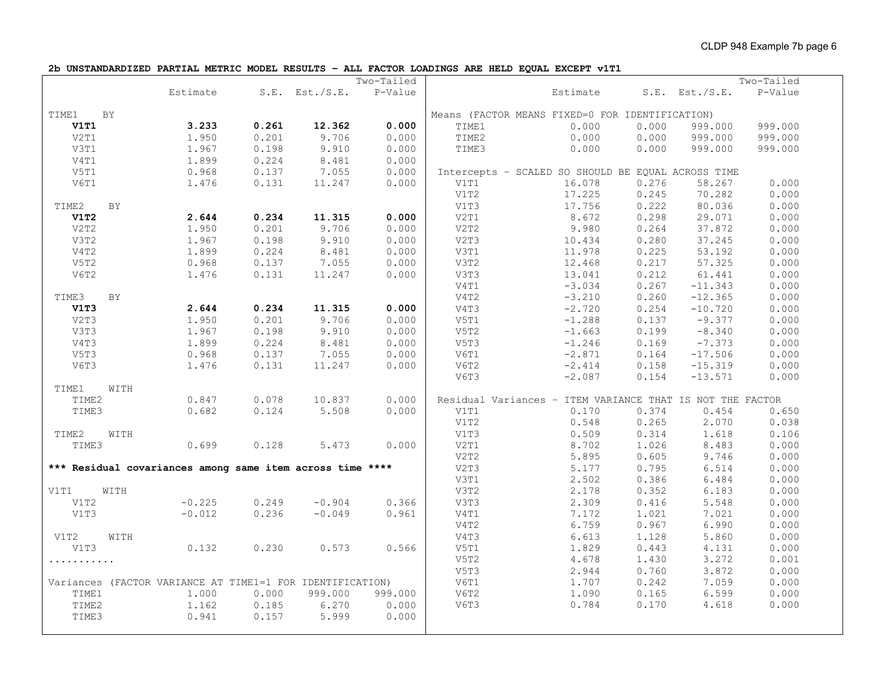**2b UNSTANDARDIZED PARTIAL METRIC MODEL RESULTS – ALL FACTOR LOADINGS ARE HELD EQUAL EXCEPT v1T1**

| | Estimate | S.E. | Est./S.E. | Two-Tailed P-Value |
|---|---|---|---|---|
| TIME1 BY | | | | |
| **V1T1** | **3.233** | **0.261** | **12.362** | **0.000** |
| V2T1 | 1.950 | 0.201 | 9.706 | 0.000 |
| V3T1 | 1.967 | 0.198 | 9.910 | 0.000 |
| V4T1 | 1.899 | 0.224 | 8.481 | 0.000 |
| V5T1 | 0.968 | 0.137 | 7.055 | 0.000 |
| V6T1 | 1.476 | 0.131 | 11.247 | 0.000 |
| TIME2 BY | | | | |
| **V1T2** | **2.644** | **0.234** | **11.315** | **0.000** |
| V2T2 | 1.950 | 0.201 | 9.706 | 0.000 |
| V3T2 | 1.967 | 0.198 | 9.910 | 0.000 |
| V4T2 | 1.899 | 0.224 | 8.481 | 0.000 |
| V5T2 | 0.968 | 0.137 | 7.055 | 0.000 |
| V6T2 | 1.476 | 0.131 | 11.247 | 0.000 |
| TIME3 BY | | | | |
| **V1T3** | **2.644** | **0.234** | **11.315** | **0.000** |
| V2T3 | 1.950 | 0.201 | 9.706 | 0.000 |
| V3T3 | 1.967 | 0.198 | 9.910 | 0.000 |
| V4T3 | 1.899 | 0.224 | 8.481 | 0.000 |
| V5T3 | 0.968 | 0.137 | 7.055 | 0.000 |
| V6T3 | 1.476 | 0.131 | 11.247 | 0.000 |
| TIME1 WITH | | | | |
| TIME2 | 0.847 | 0.078 | 10.837 | 0.000 |
| TIME3 | 0.682 | 0.124 | 5.508 | 0.000 |
| TIME2 WITH | | | | |
| TIME3 | 0.699 | 0.128 | 5.473 | 0.000 |
| **\*\*\* Residual covariances among same item across time \*\*\*\*** | | | | |
| V1T1 WITH | | | | |
| V1T2 | -0.225 | 0.249 | -0.904 | 0.366 |
| V1T3 | -0.012 | 0.236 | -0.049 | 0.961 |
| V1T2 WITH | | | | |
| V1T3 | 0.132 | 0.230 | 0.573 | 0.566 |
| ........... | | | | |
| Variances (FACTOR VARIANCE AT TIME1=1 FOR IDENTIFICATION) | | | | |
| TIME1 | 1.000 | 0.000 | 999.000 | 999.000 |
| TIME2 | 1.162 | 0.185 | 6.270 | 0.000 |
| TIME3 | 0.941 | 0.157 | 5.999 | 0.000 |

| | Estimate | S.E. | Est./S.E. | Two-Tailed P-Value |
|---|---|---|---|---|
| Means (FACTOR MEANS FIXED=0 FOR IDENTIFICATION) | | | | |
| TIME1 | 0.000 | 0.000 | 999.000 | 999.000 |
| TIME2 | 0.000 | 0.000 | 999.000 | 999.000 |
| TIME3 | 0.000 | 0.000 | 999.000 | 999.000 |
| Intercepts – SCALED SO SHOULD BE EQUAL ACROSS TIME | | | | |
| V1T1 | 16.078 | 0.276 | 58.267 | 0.000 |
| V1T2 | 17.225 | 0.245 | 70.282 | 0.000 |
| V1T3 | 17.756 | 0.222 | 80.036 | 0.000 |
| V2T1 | 8.672 | 0.298 | 29.071 | 0.000 |
| V2T2 | 9.980 | 0.264 | 37.872 | 0.000 |
| V2T3 | 10.434 | 0.280 | 37.245 | 0.000 |
| V3T1 | 11.978 | 0.225 | 53.192 | 0.000 |
| V3T2 | 12.468 | 0.217 | 57.325 | 0.000 |
| V3T3 | 13.041 | 0.212 | 61.441 | 0.000 |
| V4T1 | -3.034 | 0.267 | -11.343 | 0.000 |
| V4T2 | -3.210 | 0.260 | -12.365 | 0.000 |
| V4T3 | -2.720 | 0.254 | -10.720 | 0.000 |
| V5T1 | -1.288 | 0.137 | -9.377 | 0.000 |
| V5T2 | -1.663 | 0.199 | -8.340 | 0.000 |
| V5T3 | -1.246 | 0.169 | -7.373 | 0.000 |
| V6T1 | -2.871 | 0.164 | -17.506 | 0.000 |
| V6T2 | -2.414 | 0.158 | -15.319 | 0.000 |
| V6T3 | -2.087 | 0.154 | -13.571 | 0.000 |
| Residual Variances – ITEM VARIANCE THAT IS NOT THE FACTOR | | | | |
| V1T1 | 0.170 | 0.374 | 0.454 | 0.650 |
| V1T2 | 0.548 | 0.265 | 2.070 | 0.038 |
| V1T3 | 0.509 | 0.314 | 1.618 | 0.106 |
| V2T1 | 8.702 | 1.026 | 8.483 | 0.000 |
| V2T2 | 5.895 | 0.605 | 9.746 | 0.000 |
| V2T3 | 5.177 | 0.795 | 6.514 | 0.000 |
| V3T1 | 2.502 | 0.386 | 6.484 | 0.000 |
| V3T2 | 2.178 | 0.352 | 6.183 | 0.000 |
| V3T3 | 2.309 | 0.416 | 5.548 | 0.000 |
| V4T1 | 7.172 | 1.021 | 7.021 | 0.000 |
| V4T2 | 6.759 | 0.967 | 6.990 | 0.000 |
| V4T3 | 6.613 | 1.128 | 5.860 | 0.000 |
| V5T1 | 1.829 | 0.443 | 4.131 | 0.000 |
| V5T2 | 4.678 | 1.430 | 3.272 | 0.001 |
| V5T3 | 2.944 | 0.760 | 3.872 | 0.000 |
| V6T1 | 1.707 | 0.242 | 7.059 | 0.000 |
| V6T2 | 1.090 | 0.165 | 6.599 | 0.000 |
| V6T3 | 0.784 | 0.170 | 4.618 | 0.000 |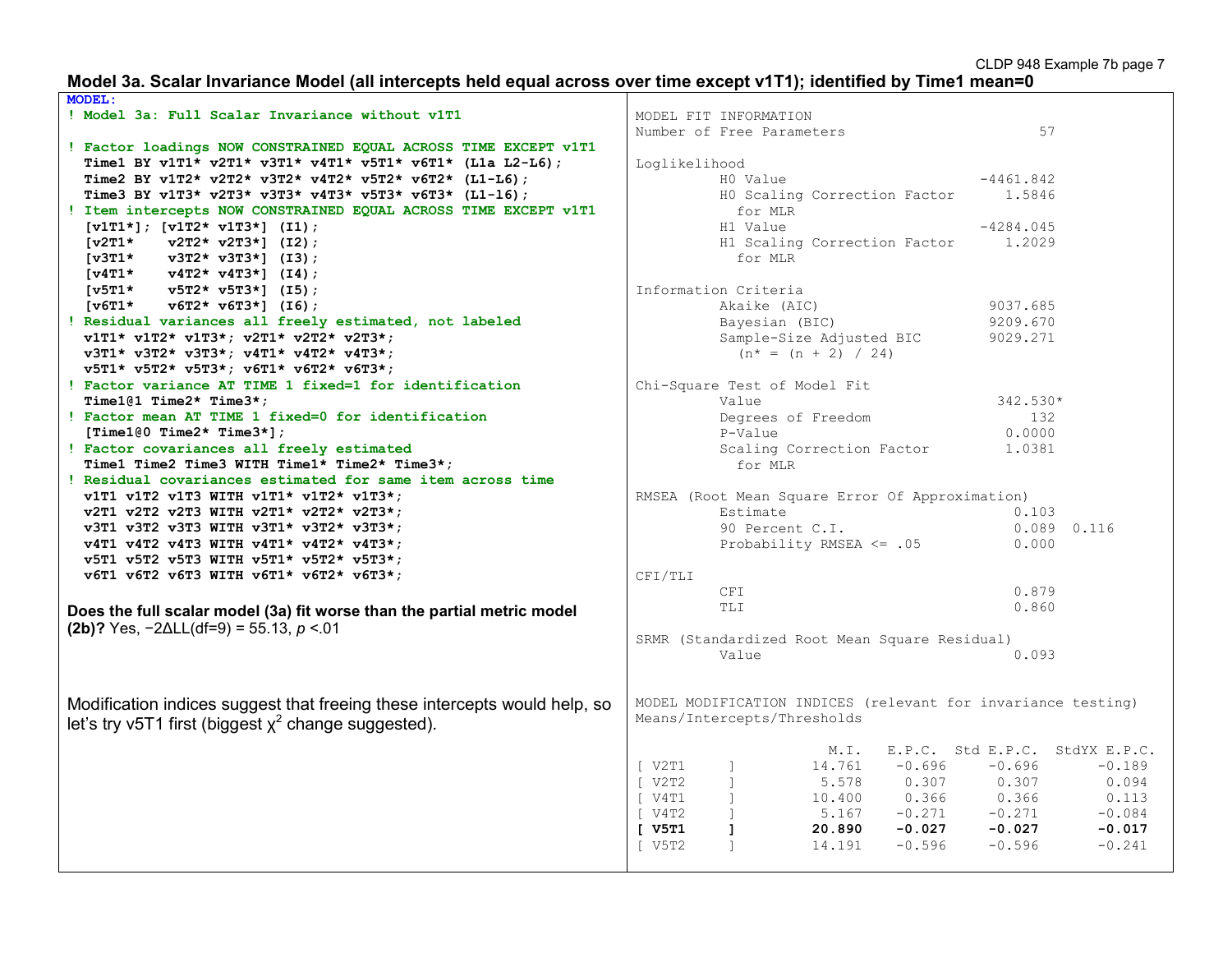## Model 3a. Scalar Invariance Model (all intercepts held equal across over time except v1T1); identified by Time1 mean=0

```
MODEL:
! Model 3a: Full Scalar Invariance without v1T1

! Factor loadings NOW CONSTRAINED EQUAL ACROSS TIME EXCEPT v1T1
  Time1 BY v1T1* v2T1* v3T1* v4T1* v5T1* v6T1* (L1a L2-L6);
  Time2 BY v1T2* v2T2* v3T2* v4T2* v5T2* v6T2* (L1-L6);
  Time3 BY v1T3* v2T3* v3T3* v4T3* v5T3* v6T3* (L1-l6);
! Item intercepts NOW CONSTRAINED EQUAL ACROSS TIME EXCEPT v1T1
  [v1T1*]; [v1T2* v1T3*] (I1);
  [v2T1*    v2T2* v2T3*] (I2);
  [v3T1*    v3T2* v3T3*] (I3);
  [v4T1*    v4T2* v4T3*] (I4);
  [v5T1*    v5T2* v5T3*] (I5);
  [v6T1*    v6T2* v6T3*] (I6);
! Residual variances all freely estimated, not labeled
  v1T1* v1T2* v1T3*; v2T1* v2T2* v2T3*;
  v3T1* v3T2* v3T3*; v4T1* v4T2* v4T3*;
  v5T1* v5T2* v5T3*; v6T1* v6T2* v6T3*;
! Factor variance AT TIME 1 fixed=1 for identification
  Time1@1 Time2* Time3*;
! Factor mean AT TIME 1 fixed=0 for identification
  [Time1@0 Time2* Time3*];
! Factor covariances all freely estimated
  Time1 Time2 Time3 WITH Time1* Time2* Time3*;
! Residual covariances estimated for same item across time
  v1T1 v1T2 v1T3 WITH v1T1* v1T2* v1T3*;
  v2T1 v2T2 v2T3 WITH v2T1* v2T2* v2T3*;
  v3T1 v3T2 v3T3 WITH v3T1* v3T2* v3T3*;
  v4T1 v4T2 v4T3 WITH v4T1* v4T2* v4T3*;
  v5T1 v5T2 v5T3 WITH v5T1* v5T2* v5T3*;
  v6T1 v6T2 v6T3 WITH v6T1* v6T2* v6T3*;
```

**Does the full scalar model (3a) fit worse than the partial metric model (2b)?** Yes, $-2\Delta LL(df=9) = 55.13$, $p < .01$

Modification indices suggest that freeing these intercepts would help, so let's try v5T1 first (biggest $\chi^2$ change suggested).

```
MODEL FIT INFORMATION
Number of Free Parameters                       57

Loglikelihood
          H0 Value                       -4461.842
          H0 Scaling Correction Factor      1.5846
            for MLR
          H1 Value                       -4284.045
          H1 Scaling Correction Factor      1.2029
            for MLR

Information Criteria
          Akaike (AIC)                    9037.685
          Bayesian (BIC)                  9209.670
          Sample-Size Adjusted BIC        9029.271
            (n* = (n + 2) / 24)

Chi-Square Test of Model Fit
          Value                            342.530*
          Degrees of Freedom                   132
          P-Value                           0.0000
          Scaling Correction Factor         1.0381
            for MLR

RMSEA (Root Mean Square Error Of Approximation)
          Estimate                           0.103
          90 Percent C.I.                    0.089  0.116
          Probability RMSEA <= .05           0.000

CFI/TLI
          CFI                                0.879
          TLI                                0.860

SRMR (Standardized Root Mean Square Residual)
          Value                              0.093


MODEL MODIFICATION INDICES (relevant for invariance testing)
Means/Intercepts/Thresholds

                        M.I.    E.P.C.  Std E.P.C.  StdYX E.P.C.
[ V2T1     ]          14.761    -0.696     -0.696       -0.189
[ V2T2     ]           5.578     0.307      0.307        0.094
[ V4T1     ]          10.400     0.366      0.366        0.113
[ V4T2     ]           5.167    -0.271     -0.271       -0.084
[ V5T1     ]          20.890    -0.027     -0.027       -0.017
[ V5T2     ]          14.191    -0.596     -0.596       -0.241
```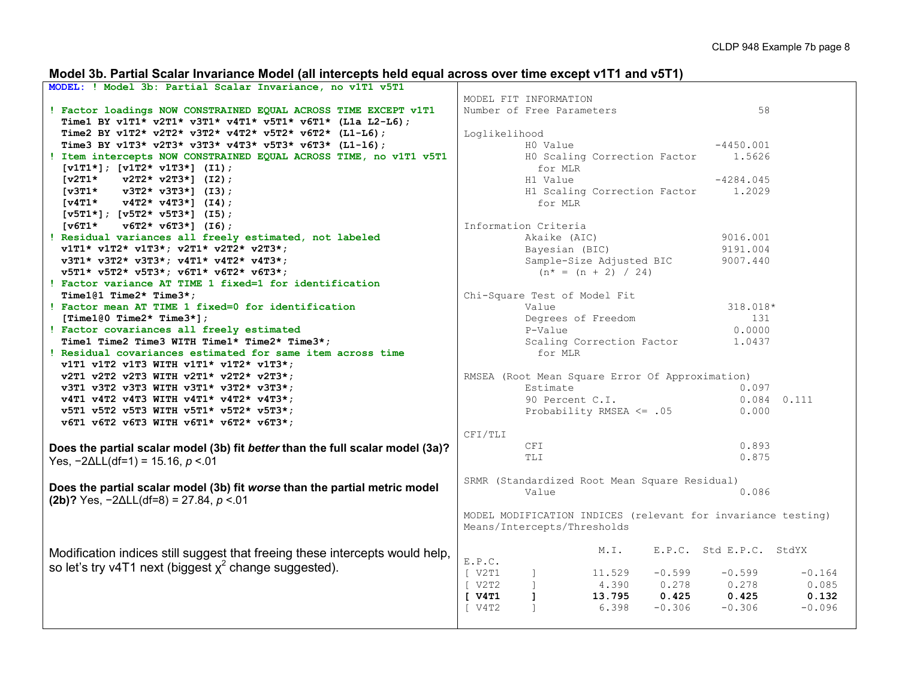### Model 3b. Partial Scalar Invariance Model (all intercepts held equal across over time except v1T1 and v5T1)

```
MODEL: ! Model 3b: Partial Scalar Invariance, no v1T1 v5T1

! Factor loadings NOW CONSTRAINED EQUAL ACROSS TIME EXCEPT v1T1
  Time1 BY v1T1* v2T1* v3T1* v4T1* v5T1* v6T1* (L1a L2-L6);
  Time2 BY v1T2* v2T2* v3T2* v4T2* v5T2* v6T2* (L1-L6);
  Time3 BY v1T3* v2T3* v3T3* v4T3* v5T3* v6T3* (L1-l6);
! Item intercepts NOW CONSTRAINED EQUAL ACROSS TIME, no v1T1 v5T1
  [v1T1*]; [v1T2* v1T3*] (I1);
  [v2T1*    v2T2* v2T3*] (I2);
  [v3T1*    v3T2* v3T3*] (I3);
  [v4T1*    v4T2* v4T3*] (I4);
  [v5T1*]; [v5T2* v5T3*] (I5);
  [v6T1*    v6T2* v6T3*] (I6);
! Residual variances all freely estimated, not labeled
  v1T1* v1T2* v1T3*; v2T1* v2T2* v2T3*;
  v3T1* v3T2* v3T3*; v4T1* v4T2* v4T3*;
  v5T1* v5T2* v5T3*; v6T1* v6T2* v6T3*;
! Factor variance AT TIME 1 fixed=1 for identification
  Time1@1 Time2* Time3*;
! Factor mean AT TIME 1 fixed=0 for identification
  [Time1@0 Time2* Time3*];
! Factor covariances all freely estimated
  Time1 Time2 Time3 WITH Time1* Time2* Time3*;
! Residual covariances estimated for same item across time
  v1T1 v1T2 v1T3 WITH v1T1* v1T2* v1T3*;
  v2T1 v2T2 v2T3 WITH v2T1* v2T2* v2T3*;
  v3T1 v3T2 v3T3 WITH v3T1* v3T2* v3T3*;
  v4T1 v4T2 v4T3 WITH v4T1* v4T2* v4T3*;
  v5T1 v5T2 v5T3 WITH v5T1* v5T2* v5T3*;
  v6T1 v6T2 v6T3 WITH v6T1* v6T2* v6T3*;
```

**Does the partial scalar model (3b) fit *better* than the full scalar model (3a)?** Yes, $-2\Delta LL(df=1) = 15.16$, $p < .01$

**Does the partial scalar model (3b) fit *worse* than the partial metric model (2b)?** Yes, $-2\Delta LL(df=8) = 27.84$, $p < .01$

Modification indices still suggest that freeing these intercepts would help, so let's try v4T1 next (biggest $\chi^2$ change suggested).

```
MODEL FIT INFORMATION
Number of Free Parameters                       58

Loglikelihood
          H0 Value                       -4450.001
          H0 Scaling Correction Factor      1.5626
            for MLR
          H1 Value                       -4284.045
          H1 Scaling Correction Factor      1.2029
            for MLR

Information Criteria
          Akaike (AIC)                    9016.001
          Bayesian (BIC)                  9191.004
          Sample-Size Adjusted BIC        9007.440
            (n* = (n + 2) / 24)

Chi-Square Test of Model Fit
          Value                            318.018*
          Degrees of Freedom                   131
          P-Value                           0.0000
          Scaling Correction Factor         1.0437
            for MLR

RMSEA (Root Mean Square Error Of Approximation)
          Estimate                           0.097
          90 Percent C.I.                    0.084  0.111
          Probability RMSEA <= .05           0.000

CFI/TLI
          CFI                                0.893
          TLI                                0.875

SRMR (Standardized Root Mean Square Residual)
          Value                              0.086

MODEL MODIFICATION INDICES (relevant for invariance testing)
Means/Intercepts/Thresholds

                    M.I.     E.P.C.  Std E.P.C.  StdYX E.P.C.
[ V2T1     ]       11.529    -0.599     -0.599     -0.164
[ V2T2     ]        4.390     0.278      0.278      0.085
[ V4T1     ]       13.795     0.425      0.425      0.132
[ V4T2     ]        6.398    -0.306     -0.306     -0.096
```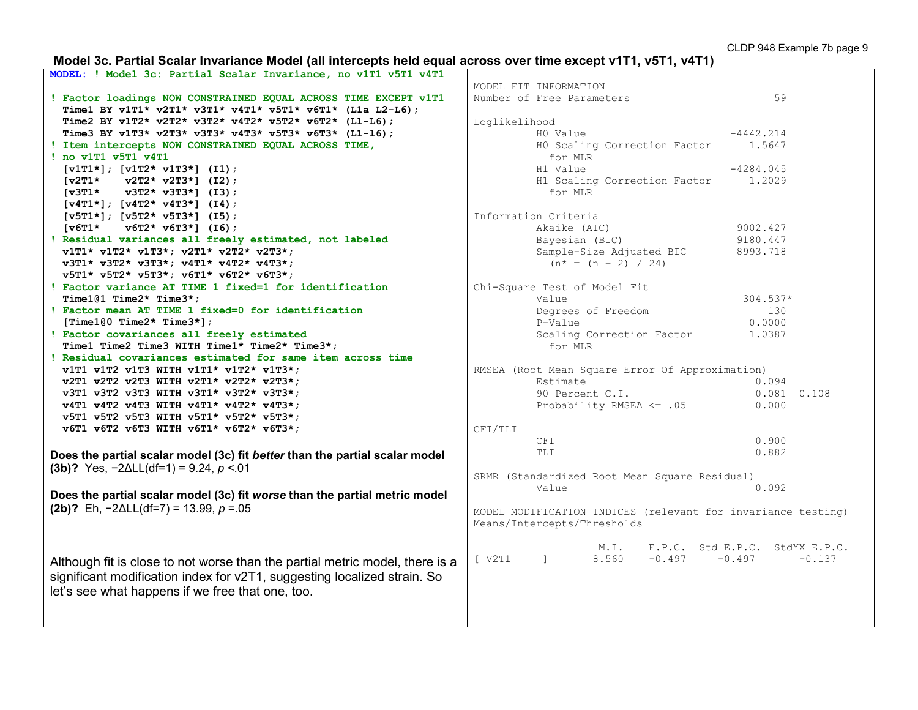### Model 3c. Partial Scalar Invariance Model (all intercepts held equal across over time except v1T1, v5T1, v4T1)

```
MODEL: ! Model 3c: Partial Scalar Invariance, no v1T1 v5T1 v4T1

! Factor loadings NOW CONSTRAINED EQUAL ACROSS TIME EXCEPT v1T1
  Time1 BY v1T1* v2T1* v3T1* v4T1* v5T1* v6T1* (L1a L2-L6);
  Time2 BY v1T2* v2T2* v3T2* v4T2* v5T2* v6T2* (L1-L6);
  Time3 BY v1T3* v2T3* v3T3* v4T3* v5T3* v6T3* (L1-l6);
! Item intercepts NOW CONSTRAINED EQUAL ACROSS TIME,
! no v1T1 v5T1 v4T1
  [v1T1*]; [v1T2* v1T3*] (I1);
  [v2T1*    v2T2* v2T3*] (I2);
  [v3T1*    v3T2* v3T3*] (I3);
  [v4T1*]; [v4T2* v4T3*] (I4);
  [v5T1*]; [v5T2* v5T3*] (I5);
  [v6T1*    v6T2* v6T3*] (I6);
! Residual variances all freely estimated, not labeled
  v1T1* v1T2* v1T3*; v2T1* v2T2* v2T3*;
  v3T1* v3T2* v3T3*; v4T1* v4T2* v4T3*;
  v5T1* v5T2* v5T3*; v6T1* v6T2* v6T3*;
! Factor variance AT TIME 1 fixed=1 for identification
  Time1@1 Time2* Time3*;
! Factor mean AT TIME 1 fixed=0 for identification
  [Time1@0 Time2* Time3*];
! Factor covariances all freely estimated
  Time1 Time2 Time3 WITH Time1* Time2* Time3*;
! Residual covariances estimated for same item across time
  v1T1 v1T2 v1T3 WITH v1T1* v1T2* v1T3*;
  v2T1 v2T2 v2T3 WITH v2T1* v2T2* v2T3*;
  v3T1 v3T2 v3T3 WITH v3T1* v3T2* v3T3*;
  v4T1 v4T2 v4T3 WITH v4T1* v4T2* v4T3*;
  v5T1 v5T2 v5T3 WITH v5T1* v5T2* v5T3*;
  v6T1 v6T2 v6T3 WITH v6T1* v6T2* v6T3*;
```

**Does the partial scalar model (3c) fit *better* than the partial scalar model (3b)?** Yes, $-2\Delta LL(df=1) = 9.24$, $p < .01$

**Does the partial scalar model (3c) fit *worse* than the partial metric model (2b)?** Eh, $-2\Delta LL(df=7) = 13.99$, $p = .05$

Although fit is close to not worse than the partial metric model, there is a significant modification index for v2T1, suggesting localized strain. So let's see what happens if we free that one, too.

```
MODEL FIT INFORMATION
Number of Free Parameters                        59

Loglikelihood
          H0 Value                        -4442.214
          H0 Scaling Correction Factor       1.5647
            for MLR
          H1 Value                        -4284.045
          H1 Scaling Correction Factor       1.2029
            for MLR

Information Criteria
          Akaike (AIC)                     9002.427
          Bayesian (BIC)                   9180.447
          Sample-Size Adjusted BIC         8993.718
            (n* = (n + 2) / 24)

Chi-Square Test of Model Fit
          Value                             304.537*
          Degrees of Freedom                    130
          P-Value                            0.0000
          Scaling Correction Factor          1.0387
            for MLR

RMSEA (Root Mean Square Error Of Approximation)
          Estimate                            0.094
          90 Percent C.I.                     0.081  0.108
          Probability RMSEA <= .05            0.000

CFI/TLI
          CFI                                 0.900
          TLI                                 0.882

SRMR (Standardized Root Mean Square Residual)
          Value                               0.092

MODEL MODIFICATION INDICES (relevant for invariance testing)
Means/Intercepts/Thresholds

                    M.I.    E.P.C.  Std E.P.C.  StdYX E.P.C.
[ V2T1     ]       8.560    -0.497     -0.497       -0.137
```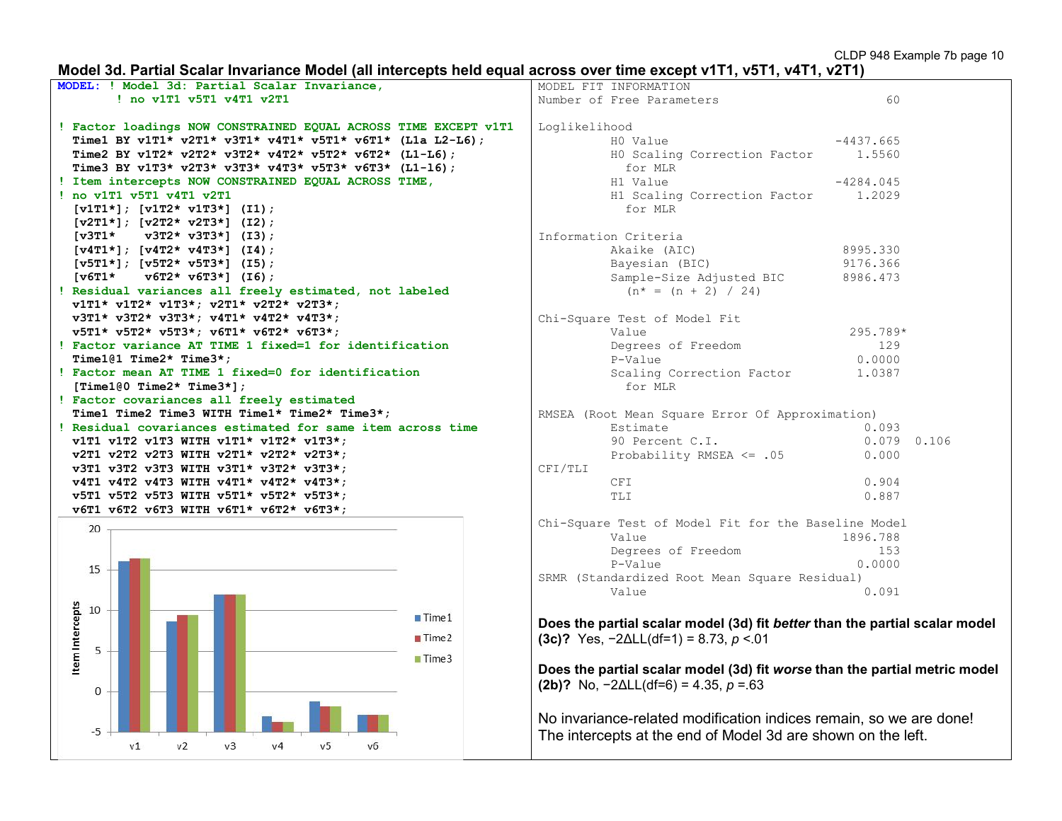## Model 3d. Partial Scalar Invariance Model (all intercepts held equal across over time except v1T1, v5T1, v4T1, v2T1)

```
MODEL: ! Model 3d: Partial Scalar Invariance,
       ! no v1T1 v5T1 v4T1 v2T1

! Factor loadings NOW CONSTRAINED EQUAL ACROSS TIME EXCEPT v1T1
  Time1 BY v1T1* v2T1* v3T1* v4T1* v5T1* v6T1* (L1a L2-L6);
  Time2 BY v1T2* v2T2* v3T2* v4T2* v5T2* v6T2* (L1-L6);
  Time3 BY v1T3* v2T3* v3T3* v4T3* v5T3* v6T3* (L1-l6);
! Item intercepts NOW CONSTRAINED EQUAL ACROSS TIME,
! no v1T1 v5T1 v4T1 v2T1
  [v1T1*]; [v1T2* v1T3*] (I1);
  [v2T1*]; [v2T2* v2T3*] (I2);
  [v3T1*    v3T2* v3T3*] (I3);
  [v4T1*]; [v4T2* v4T3*] (I4);
  [v5T1*]; [v5T2* v5T3*] (I5);
  [v6T1*    v6T2* v6T3*] (I6);
! Residual variances all freely estimated, not labeled
  v1T1* v1T2* v1T3*; v2T1* v2T2* v2T3*;
  v3T1* v3T2* v3T3*; v4T1* v4T2* v4T3*;
  v5T1* v5T2* v5T3*; v6T1* v6T2* v6T3*;
! Factor variance AT TIME 1 fixed=1 for identification
  Time1@1 Time2* Time3*;
! Factor mean AT TIME 1 fixed=0 for identification
  [Time1@0 Time2* Time3*];
! Factor covariances all freely estimated
  Time1 Time2 Time3 WITH Time1* Time2* Time3*;
! Residual covariances estimated for same item across time
  v1T1 v1T2 v1T3 WITH v1T1* v1T2* v1T3*;
  v2T1 v2T2 v2T3 WITH v2T1* v2T2* v2T3*;
  v3T1 v3T2 v3T3 WITH v3T1* v3T2* v3T3*;
  v4T1 v4T2 v4T3 WITH v4T1* v4T2* v4T3*;
  v5T1 v5T2 v5T3 WITH v5T1* v5T2* v5T3*;
  v6T1 v6T2 v6T3 WITH v6T1* v6T2* v6T3*;
```

| Item Intercepts | Time1 | Time2 | Time3 |
|---|---|---|---|
| v1 | ~16.0 | ~16.4 | ~16.4 |
| v2 | ~8.7 | ~9.4 | ~9.4 |
| v3 | ~12.0 | ~12.0 | ~12.0 |
| v4 | ~-3.1 | ~-3.8 | ~-3.8 |
| v5 | ~-1.2 | ~-1.8 | ~-1.8 |
| v6 | ~-2.9 | ~-2.9 | ~-2.9 |

```
MODEL FIT INFORMATION
Number of Free Parameters                       60

Loglikelihood
          H0 Value                       -4437.665
          H0 Scaling Correction Factor      1.5560
            for MLR
          H1 Value                       -4284.045
          H1 Scaling Correction Factor      1.2029
            for MLR

Information Criteria
          Akaike (AIC)                    8995.330
          Bayesian (BIC)                  9176.366
          Sample-Size Adjusted BIC        8986.473
            (n* = (n + 2) / 24)

Chi-Square Test of Model Fit
          Value                            295.789*
          Degrees of Freedom                   129
          P-Value                           0.0000
          Scaling Correction Factor         1.0387
            for MLR

RMSEA (Root Mean Square Error Of Approximation)
          Estimate                           0.093
          90 Percent C.I.                    0.079  0.106
          Probability RMSEA <= .05           0.000
CFI/TLI
          CFI                                0.904
          TLI                                0.887

Chi-Square Test of Model Fit for the Baseline Model
          Value                           1896.788
          Degrees of Freedom                   153
          P-Value                           0.0000
SRMR (Standardized Root Mean Square Residual)
          Value                              0.091
```

**Does the partial scalar model (3d) fit *better* than the partial scalar model (3c)?** Yes, $-2\Delta LL(df{=}1) = 8.73$, $p < .01$

**Does the partial scalar model (3d) fit *worse* than the partial metric model (2b)?** No, $-2\Delta LL(df{=}6) = 4.35$, $p = .63$

No invariance-related modification indices remain, so we are done! The intercepts at the end of Model 3d are shown on the left.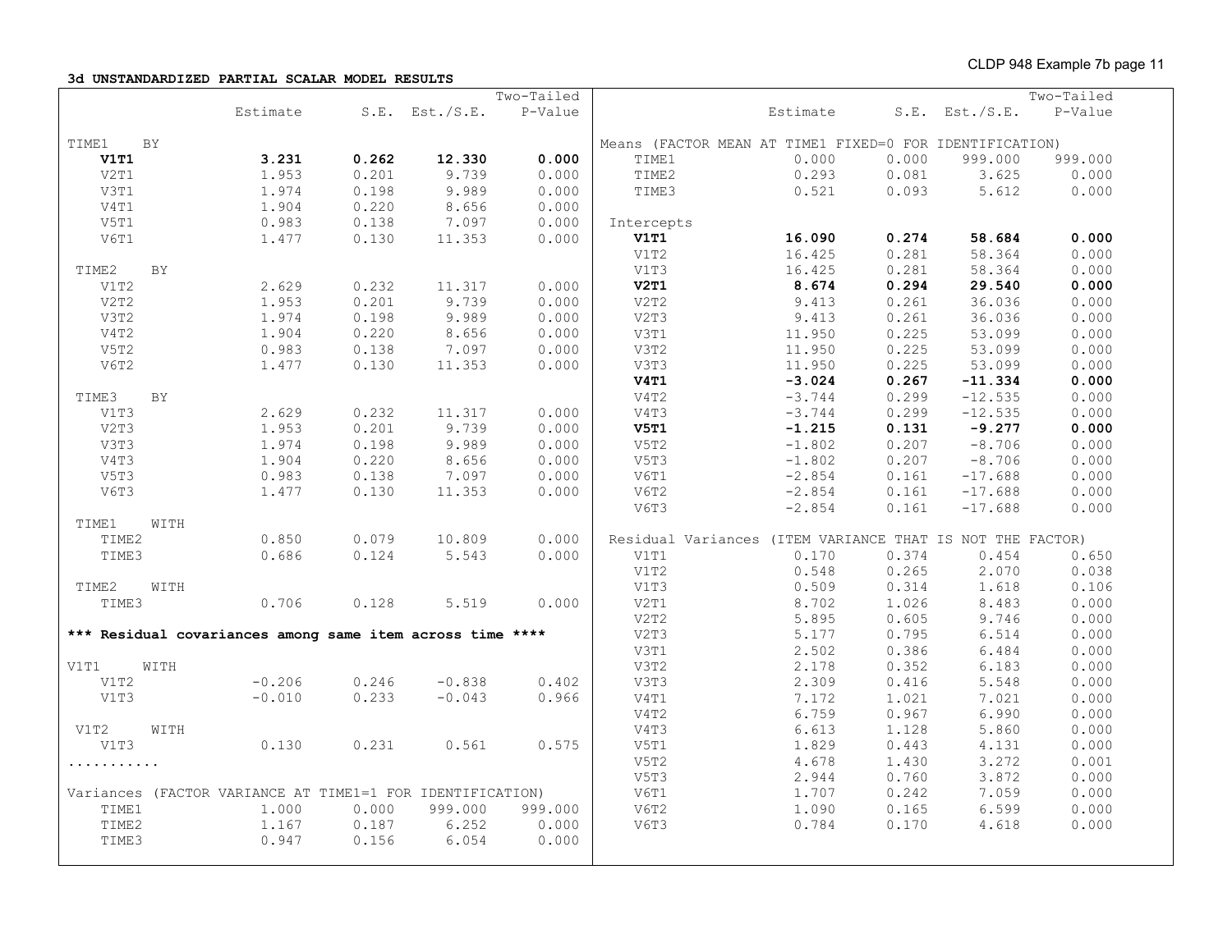**3d UNSTANDARDIZED PARTIAL SCALAR MODEL RESULTS**

| | Estimate | S.E. | Est./S.E. | Two-Tailed P-Value |
|---|---|---|---|---|
| TIME1 BY | | | | |
| **V1T1** | **3.231** | **0.262** | **12.330** | **0.000** |
| V2T1 | 1.953 | 0.201 | 9.739 | 0.000 |
| V3T1 | 1.974 | 0.198 | 9.989 | 0.000 |
| V4T1 | 1.904 | 0.220 | 8.656 | 0.000 |
| V5T1 | 0.983 | 0.138 | 7.097 | 0.000 |
| V6T1 | 1.477 | 0.130 | 11.353 | 0.000 |
| TIME2 BY | | | | |
| V1T2 | 2.629 | 0.232 | 11.317 | 0.000 |
| V2T2 | 1.953 | 0.201 | 9.739 | 0.000 |
| V3T2 | 1.974 | 0.198 | 9.989 | 0.000 |
| V4T2 | 1.904 | 0.220 | 8.656 | 0.000 |
| V5T2 | 0.983 | 0.138 | 7.097 | 0.000 |
| V6T2 | 1.477 | 0.130 | 11.353 | 0.000 |
| TIME3 BY | | | | |
| V1T3 | 2.629 | 0.232 | 11.317 | 0.000 |
| V2T3 | 1.953 | 0.201 | 9.739 | 0.000 |
| V3T3 | 1.974 | 0.198 | 9.989 | 0.000 |
| V4T3 | 1.904 | 0.220 | 8.656 | 0.000 |
| V5T3 | 0.983 | 0.138 | 7.097 | 0.000 |
| V6T3 | 1.477 | 0.130 | 11.353 | 0.000 |
| TIME1 WITH | | | | |
| TIME2 | 0.850 | 0.079 | 10.809 | 0.000 |
| TIME3 | 0.686 | 0.124 | 5.543 | 0.000 |
| TIME2 WITH | | | | |
| TIME3 | 0.706 | 0.128 | 5.519 | 0.000 |
| **\*\*\* Residual covariances among same item across time \*\*\*\*** | | | | |
| V1T1 WITH | | | | |
| V1T2 | -0.206 | 0.246 | -0.838 | 0.402 |
| V1T3 | -0.010 | 0.233 | -0.043 | 0.966 |
| V1T2 WITH | | | | |
| V1T3 | 0.130 | 0.231 | 0.561 | 0.575 |
| ........... | | | | |
| Variances (FACTOR VARIANCE AT TIME1=1 FOR IDENTIFICATION) | | | | |
| TIME1 | 1.000 | 0.000 | 999.000 | 999.000 |
| TIME2 | 1.167 | 0.187 | 6.252 | 0.000 |
| TIME3 | 0.947 | 0.156 | 6.054 | 0.000 |

| | Estimate | S.E. | Est./S.E. | Two-Tailed P-Value |
|---|---|---|---|---|
| Means (FACTOR MEAN AT TIME1 FIXED=0 FOR IDENTIFICATION) | | | | |
| TIME1 | 0.000 | 0.000 | 999.000 | 999.000 |
| TIME2 | 0.293 | 0.081 | 3.625 | 0.000 |
| TIME3 | 0.521 | 0.093 | 5.612 | 0.000 |
| Intercepts | | | | |
| **V1T1** | **16.090** | **0.274** | **58.684** | **0.000** |
| V1T2 | 16.425 | 0.281 | 58.364 | 0.000 |
| V1T3 | 16.425 | 0.281 | 58.364 | 0.000 |
| **V2T1** | **8.674** | **0.294** | **29.540** | **0.000** |
| V2T2 | 9.413 | 0.261 | 36.036 | 0.000 |
| V2T3 | 9.413 | 0.261 | 36.036 | 0.000 |
| V3T1 | 11.950 | 0.225 | 53.099 | 0.000 |
| V3T2 | 11.950 | 0.225 | 53.099 | 0.000 |
| V3T3 | 11.950 | 0.225 | 53.099 | 0.000 |
| **V4T1** | **-3.024** | **0.267** | **-11.334** | **0.000** |
| V4T2 | -3.744 | 0.299 | -12.535 | 0.000 |
| V4T3 | -3.744 | 0.299 | -12.535 | 0.000 |
| **V5T1** | **-1.215** | **0.131** | **-9.277** | **0.000** |
| V5T2 | -1.802 | 0.207 | -8.706 | 0.000 |
| V5T3 | -1.802 | 0.207 | -8.706 | 0.000 |
| V6T1 | -2.854 | 0.161 | -17.688 | 0.000 |
| V6T2 | -2.854 | 0.161 | -17.688 | 0.000 |
| V6T3 | -2.854 | 0.161 | -17.688 | 0.000 |
| Residual Variances (ITEM VARIANCE THAT IS NOT THE FACTOR) | | | | |
| V1T1 | 0.170 | 0.374 | 0.454 | 0.650 |
| V1T2 | 0.548 | 0.265 | 2.070 | 0.038 |
| V1T3 | 0.509 | 0.314 | 1.618 | 0.106 |
| V2T1 | 8.702 | 1.026 | 8.483 | 0.000 |
| V2T2 | 5.895 | 0.605 | 9.746 | 0.000 |
| V2T3 | 5.177 | 0.795 | 6.514 | 0.000 |
| V3T1 | 2.502 | 0.386 | 6.484 | 0.000 |
| V3T2 | 2.178 | 0.352 | 6.183 | 0.000 |
| V3T3 | 2.309 | 0.416 | 5.548 | 0.000 |
| V4T1 | 7.172 | 1.021 | 7.021 | 0.000 |
| V4T2 | 6.759 | 0.967 | 6.990 | 0.000 |
| V4T3 | 6.613 | 1.128 | 5.860 | 0.000 |
| V5T1 | 1.829 | 0.443 | 4.131 | 0.000 |
| V5T2 | 4.678 | 1.430 | 3.272 | 0.001 |
| V5T3 | 2.944 | 0.760 | 3.872 | 0.000 |
| V6T1 | 1.707 | 0.242 | 7.059 | 0.000 |
| V6T2 | 1.090 | 0.165 | 6.599 | 0.000 |
| V6T3 | 0.784 | 0.170 | 4.618 | 0.000 |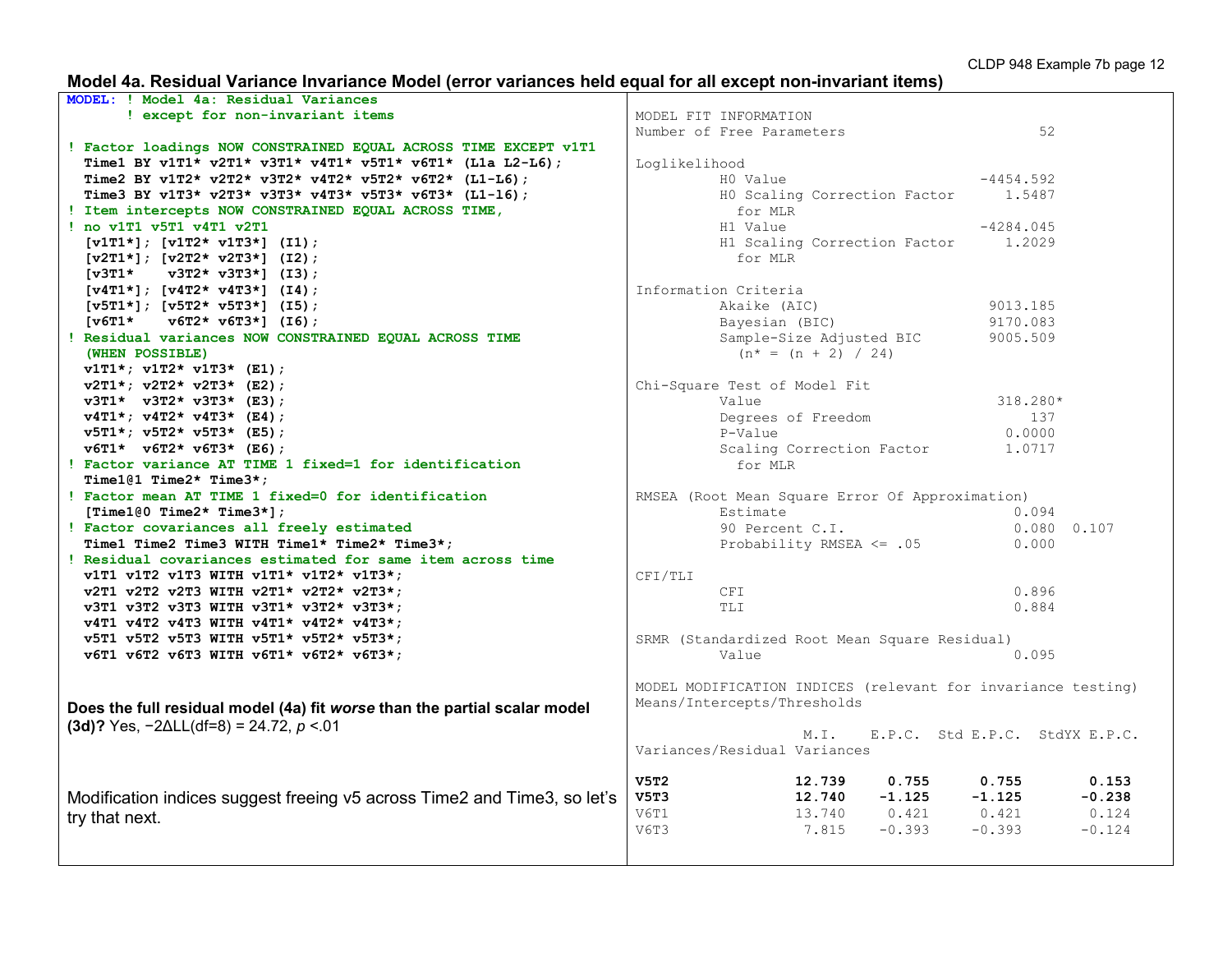### Model 4a. Residual Variance Invariance Model (error variances held equal for all except non-invariant items)

```
MODEL: ! Model 4a: Residual Variances
       ! except for non-invariant items

! Factor loadings NOW CONSTRAINED EQUAL ACROSS TIME EXCEPT v1T1
  Time1 BY v1T1* v2T1* v3T1* v4T1* v5T1* v6T1* (L1a L2-L6);
  Time2 BY v1T2* v2T2* v3T2* v4T2* v5T2* v6T2* (L1-L6);
  Time3 BY v1T3* v2T3* v3T3* v4T3* v5T3* v6T3* (L1-l6);
! Item intercepts NOW CONSTRAINED EQUAL ACROSS TIME,
! no v1T1 v5T1 v4T1 v2T1
  [v1T1*]; [v1T2* v1T3*] (I1);
  [v2T1*]; [v2T2* v2T3*] (I2);
  [v3T1*    v3T2* v3T3*] (I3);
  [v4T1*]; [v4T2* v4T3*] (I4);
  [v5T1*]; [v5T2* v5T3*] (I5);
  [v6T1*    v6T2* v6T3*] (I6);
! Residual variances NOW CONSTRAINED EQUAL ACROSS TIME
  (WHEN POSSIBLE)
  v1T1*; v1T2* v1T3* (E1);
  v2T1*; v2T2* v2T3* (E2);
  v3T1*  v3T2* v3T3* (E3);
  v4T1*; v4T2* v4T3* (E4);
  v5T1*; v5T2* v5T3* (E5);
  v6T1*  v6T2* v6T3* (E6);
! Factor variance AT TIME 1 fixed=1 for identification
  Time1@1 Time2* Time3*;
! Factor mean AT TIME 1 fixed=0 for identification
  [Time1@0 Time2* Time3*];
! Factor covariances all freely estimated
  Time1 Time2 Time3 WITH Time1* Time2* Time3*;
! Residual covariances estimated for same item across time
  v1T1 v1T2 v1T3 WITH v1T1* v1T2* v1T3*;
  v2T1 v2T2 v2T3 WITH v2T1* v2T2* v2T3*;
  v3T1 v3T2 v3T3 WITH v3T1* v3T2* v3T3*;
  v4T1 v4T2 v4T3 WITH v4T1* v4T2* v4T3*;
  v5T1 v5T2 v5T3 WITH v5T1* v5T2* v5T3*;
  v6T1 v6T2 v6T3 WITH v6T1* v6T2* v6T3*;
```

**Does the full residual model (4a) fit *worse* than the partial scalar model (3d)?** Yes, $-2\Delta LL(df=8) = 24.72$, $p < .01$

Modification indices suggest freeing v5 across Time2 and Time3, so let's try that next.

```
MODEL FIT INFORMATION
Number of Free Parameters                        52

Loglikelihood
          H0 Value                        -4454.592
          H0 Scaling Correction Factor       1.5487
            for MLR
          H1 Value                        -4284.045
          H1 Scaling Correction Factor       1.2029
            for MLR

Information Criteria
          Akaike (AIC)                     9013.185
          Bayesian (BIC)                   9170.083
          Sample-Size Adjusted BIC         9005.509
            (n* = (n + 2) / 24)

Chi-Square Test of Model Fit
          Value                             318.280*
          Degrees of Freedom                    137
          P-Value                            0.0000
          Scaling Correction Factor          1.0717
            for MLR

RMSEA (Root Mean Square Error Of Approximation)
          Estimate                            0.094
          90 Percent C.I.                     0.080  0.107
          Probability RMSEA <= .05            0.000

CFI/TLI
          CFI                                 0.896
          TLI                                 0.884

SRMR (Standardized Root Mean Square Residual)
          Value                               0.095

MODEL MODIFICATION INDICES (relevant for invariance testing)
Means/Intercepts/Thresholds

                        M.I.     E.P.C.  Std E.P.C.  StdYX E.P.C.
Variances/Residual Variances

V5T2                  12.739     0.755      0.755        0.153
V5T3                  12.740    -1.125     -1.125       -0.238
V6T1                  13.740     0.421      0.421        0.124
V6T3                   7.815    -0.393     -0.393       -0.124
```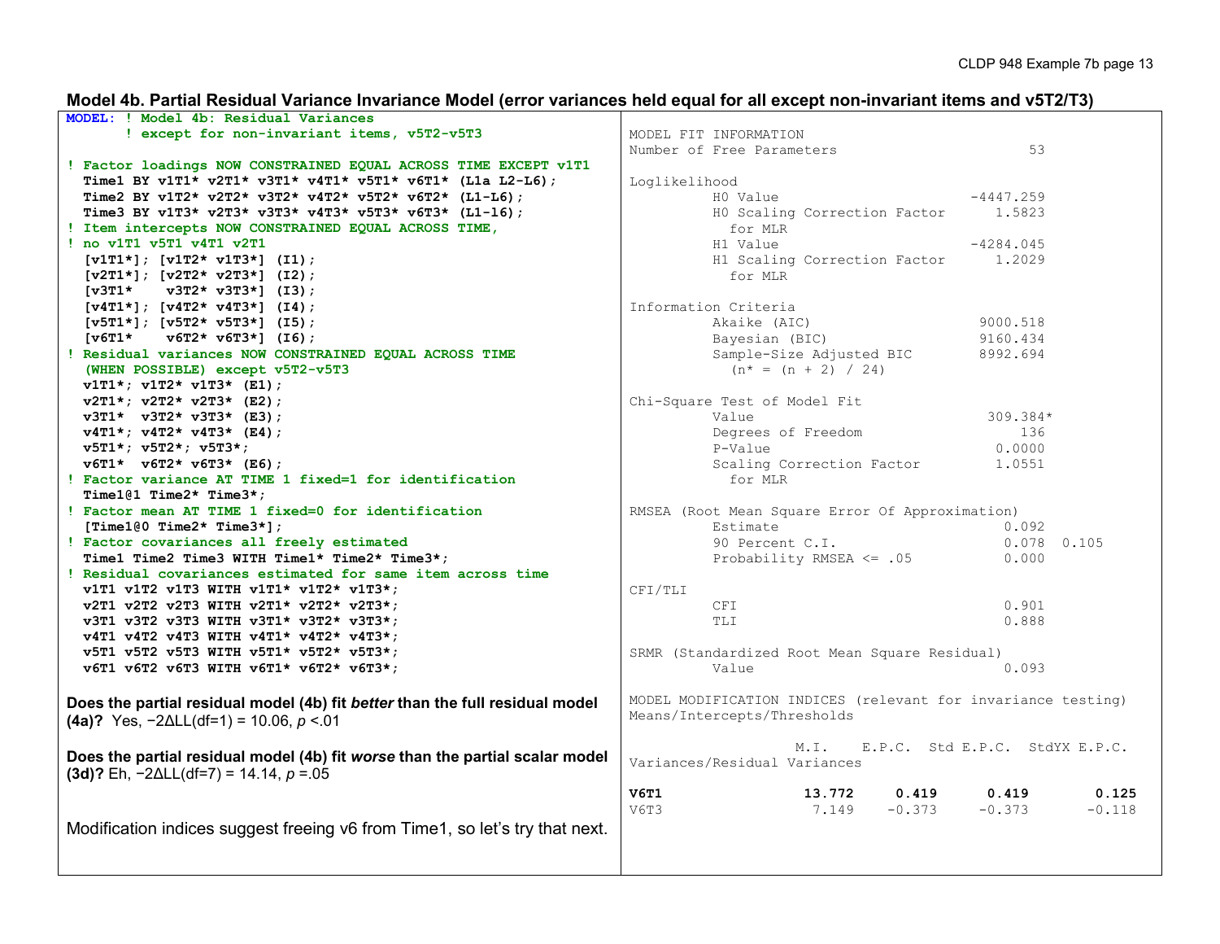### Model 4b. Partial Residual Variance Invariance Model (error variances held equal for all except non-invariant items and v5T2/T3)

```
MODEL: ! Model 4b: Residual Variances
       ! except for non-invariant items, v5T2-v5T3

! Factor loadings NOW CONSTRAINED EQUAL ACROSS TIME EXCEPT v1T1
  Time1 BY v1T1* v2T1* v3T1* v4T1* v5T1* v6T1* (L1a L2-L6);
  Time2 BY v1T2* v2T2* v3T2* v4T2* v5T2* v6T2* (L1-L6);
  Time3 BY v1T3* v2T3* v3T3* v4T3* v5T3* v6T3* (L1-l6);
! Item intercepts NOW CONSTRAINED EQUAL ACROSS TIME,
! no v1T1 v5T1 v4T1 v2T1
  [v1T1*]; [v1T2* v1T3*] (I1);
  [v2T1*]; [v2T2* v2T3*] (I2);
  [v3T1*    v3T2* v3T3*] (I3);
  [v4T1*]; [v4T2* v4T3*] (I4);
  [v5T1*]; [v5T2* v5T3*] (I5);
  [v6T1*    v6T2* v6T3*] (I6);
! Residual variances NOW CONSTRAINED EQUAL ACROSS TIME
  (WHEN POSSIBLE) except v5T2-v5T3
  v1T1*; v1T2* v1T3* (E1);
  v2T1*; v2T2* v2T3* (E2);
  v3T1*  v3T2* v3T3* (E3);
  v4T1*; v4T2* v4T3* (E4);
  v5T1*; v5T2*; v5T3*;
  v6T1*  v6T2* v6T3* (E6);
! Factor variance AT TIME 1 fixed=1 for identification
  Time1@1 Time2* Time3*;
! Factor mean AT TIME 1 fixed=0 for identification
  [Time1@0 Time2* Time3*];
! Factor covariances all freely estimated
  Time1 Time2 Time3 WITH Time1* Time2* Time3*;
! Residual covariances estimated for same item across time
  v1T1 v1T2 v1T3 WITH v1T1* v1T2* v1T3*;
  v2T1 v2T2 v2T3 WITH v2T1* v2T2* v2T3*;
  v3T1 v3T2 v3T3 WITH v3T1* v3T2* v3T3*;
  v4T1 v4T2 v4T3 WITH v4T1* v4T2* v4T3*;
  v5T1 v5T2 v5T3 WITH v5T1* v5T2* v5T3*;
  v6T1 v6T2 v6T3 WITH v6T1* v6T2* v6T3*;
```

**Does the partial residual model (4b) fit *better* than the full residual model (4a)?** Yes, $-2\Delta LL(df=1) = 10.06$, $p < .01$

**Does the partial residual model (4b) fit *worse* than the partial scalar model (3d)?** Eh, $-2\Delta LL(df=7) = 14.14$, $p = .05$

Modification indices suggest freeing v6 from Time1, so let's try that next.

```
MODEL FIT INFORMATION
Number of Free Parameters                       53

Loglikelihood
          H0 Value                       -4447.259
          H0 Scaling Correction Factor      1.5823
            for MLR
          H1 Value                       -4284.045
          H1 Scaling Correction Factor      1.2029
            for MLR

Information Criteria
          Akaike (AIC)                    9000.518
          Bayesian (BIC)                  9160.434
          Sample-Size Adjusted BIC        8992.694
            (n* = (n + 2) / 24)

Chi-Square Test of Model Fit
          Value                            309.384*
          Degrees of Freedom                   136
          P-Value                           0.0000
          Scaling Correction Factor         1.0551
            for MLR

RMSEA (Root Mean Square Error Of Approximation)
          Estimate                           0.092
          90 Percent C.I.                    0.078  0.105
          Probability RMSEA <= .05           0.000

CFI/TLI
          CFI                                0.901
          TLI                                0.888

SRMR (Standardized Root Mean Square Residual)
          Value                              0.093

MODEL MODIFICATION INDICES (relevant for invariance testing)
Means/Intercepts/Thresholds

                       M.I.    E.P.C.  Std E.P.C.  StdYX E.P.C.
Variances/Residual Variances

V6T1                  13.772    0.419     0.419       0.125
V6T3                   7.149   -0.373    -0.373      -0.118
```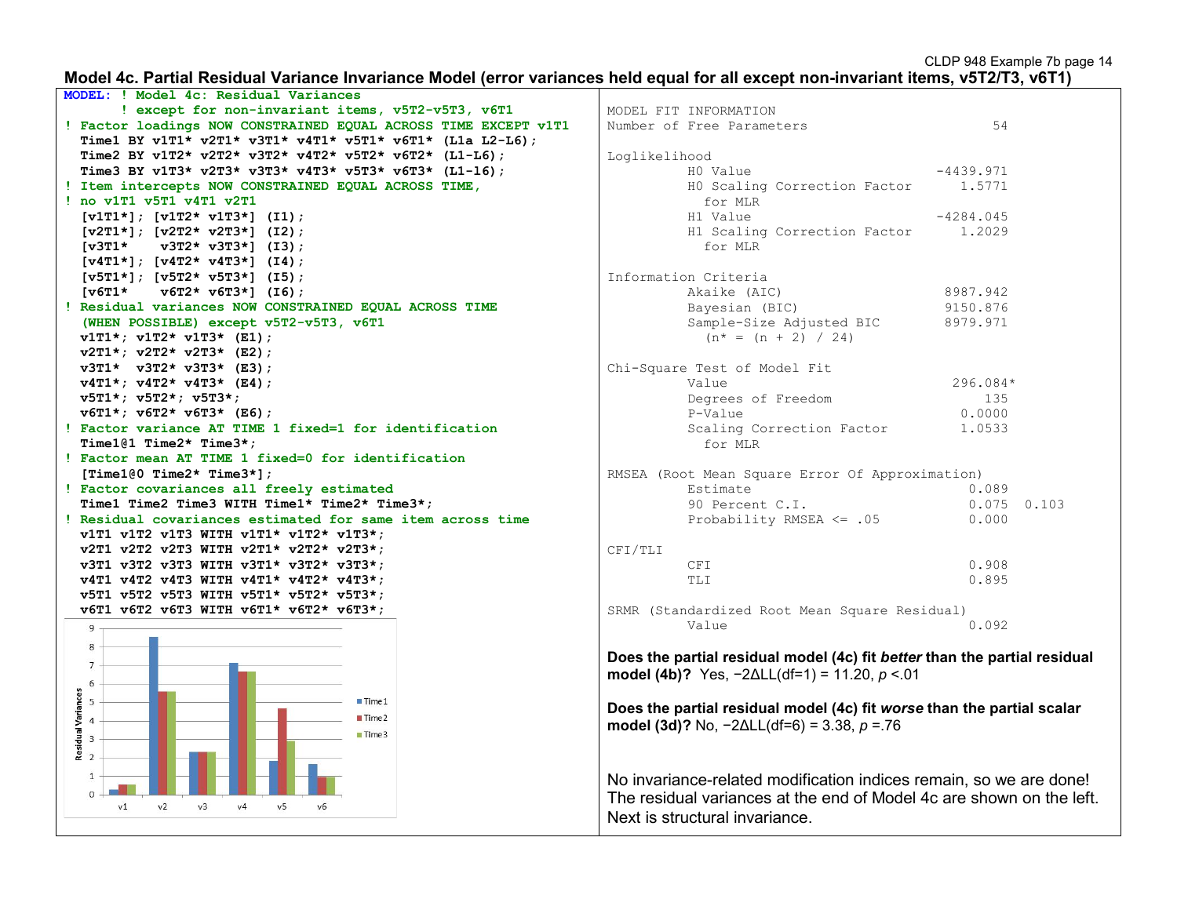## Model 4c. Partial Residual Variance Invariance Model (error variances held equal for all except non-invariant items, v5T2/T3, v6T1)

```
MODEL: ! Model 4c: Residual Variances
       ! except for non-invariant items, v5T2-v5T3, v6T1
! Factor loadings NOW CONSTRAINED EQUAL ACROSS TIME EXCEPT v1T1
  Time1 BY v1T1* v2T1* v3T1* v4T1* v5T1* v6T1* (L1a L2-L6);
  Time2 BY v1T2* v2T2* v3T2* v4T2* v5T2* v6T2* (L1-L6);
  Time3 BY v1T3* v2T3* v3T3* v4T3* v5T3* v6T3* (L1-l6);
! Item intercepts NOW CONSTRAINED EQUAL ACROSS TIME,
! no v1T1 v5T1 v4T1 v2T1
  [v1T1*]; [v1T2* v1T3*] (I1);
  [v2T1*]; [v2T2* v2T3*] (I2);
  [v3T1*    v3T2* v3T3*] (I3);
  [v4T1*]; [v4T2* v4T3*] (I4);
  [v5T1*]; [v5T2* v5T3*] (I5);
  [v6T1*    v6T2* v6T3*] (I6);
! Residual variances NOW CONSTRAINED EQUAL ACROSS TIME
  (WHEN POSSIBLE) except v5T2-v5T3, v6T1
  v1T1*; v1T2* v1T3* (E1);
  v2T1*; v2T2* v2T3* (E2);
  v3T1*  v3T2* v3T3* (E3);
  v4T1*; v4T2* v4T3* (E4);
  v5T1*; v5T2*; v5T3*;
  v6T1*; v6T2* v6T3* (E6);
! Factor variance AT TIME 1 fixed=1 for identification
  Time1@1 Time2* Time3*;
! Factor mean AT TIME 1 fixed=0 for identification
  [Time1@0 Time2* Time3*];
! Factor covariances all freely estimated
  Time1 Time2 Time3 WITH Time1* Time2* Time3*;
! Residual covariances estimated for same item across time
  v1T1 v1T2 v1T3 WITH v1T1* v1T2* v1T3*;
  v2T1 v2T2 v2T3 WITH v2T1* v2T2* v2T3*;
  v3T1 v3T2 v3T3 WITH v3T1* v3T2* v3T3*;
  v4T1 v4T2 v4T3 WITH v4T1* v4T2* v4T3*;
  v5T1 v5T2 v5T3 WITH v5T1* v5T2* v5T3*;
  v6T1 v6T2 v6T3 WITH v6T1* v6T2* v6T3*;
```

```
MODEL FIT INFORMATION
Number of Free Parameters                        54

Loglikelihood
          H0 Value                        -4439.971
          H0 Scaling Correction Factor       1.5771
            for MLR
          H1 Value                        -4284.045
          H1 Scaling Correction Factor       1.2029
            for MLR

Information Criteria
          Akaike (AIC)                     8987.942
          Bayesian (BIC)                   9150.876
          Sample-Size Adjusted BIC         8979.971
            (n* = (n + 2) / 24)

Chi-Square Test of Model Fit
          Value                             296.084*
          Degrees of Freedom                    135
          P-Value                            0.0000
          Scaling Correction Factor          1.0533
            for MLR

RMSEA (Root Mean Square Error Of Approximation)
          Estimate                            0.089
          90 Percent C.I.                     0.075  0.103
          Probability RMSEA <= .05            0.000

CFI/TLI
          CFI                                 0.908
          TLI                                 0.895

SRMR (Standardized Root Mean Square Residual)
          Value                               0.092
```

**Does the partial residual model (4c) fit *better* than the partial residual model (4b)?** Yes, $-2\Delta LL(df=1) = 11.20$, $p < .01$

**Does the partial residual model (4c) fit *worse* than the partial scalar model (3d)?** No, $-2\Delta LL(df=6) = 3.38$, $p = .76$

No invariance-related modification indices remain, so we are done! The residual variances at the end of Model 4c are shown on the left. Next is structural invariance.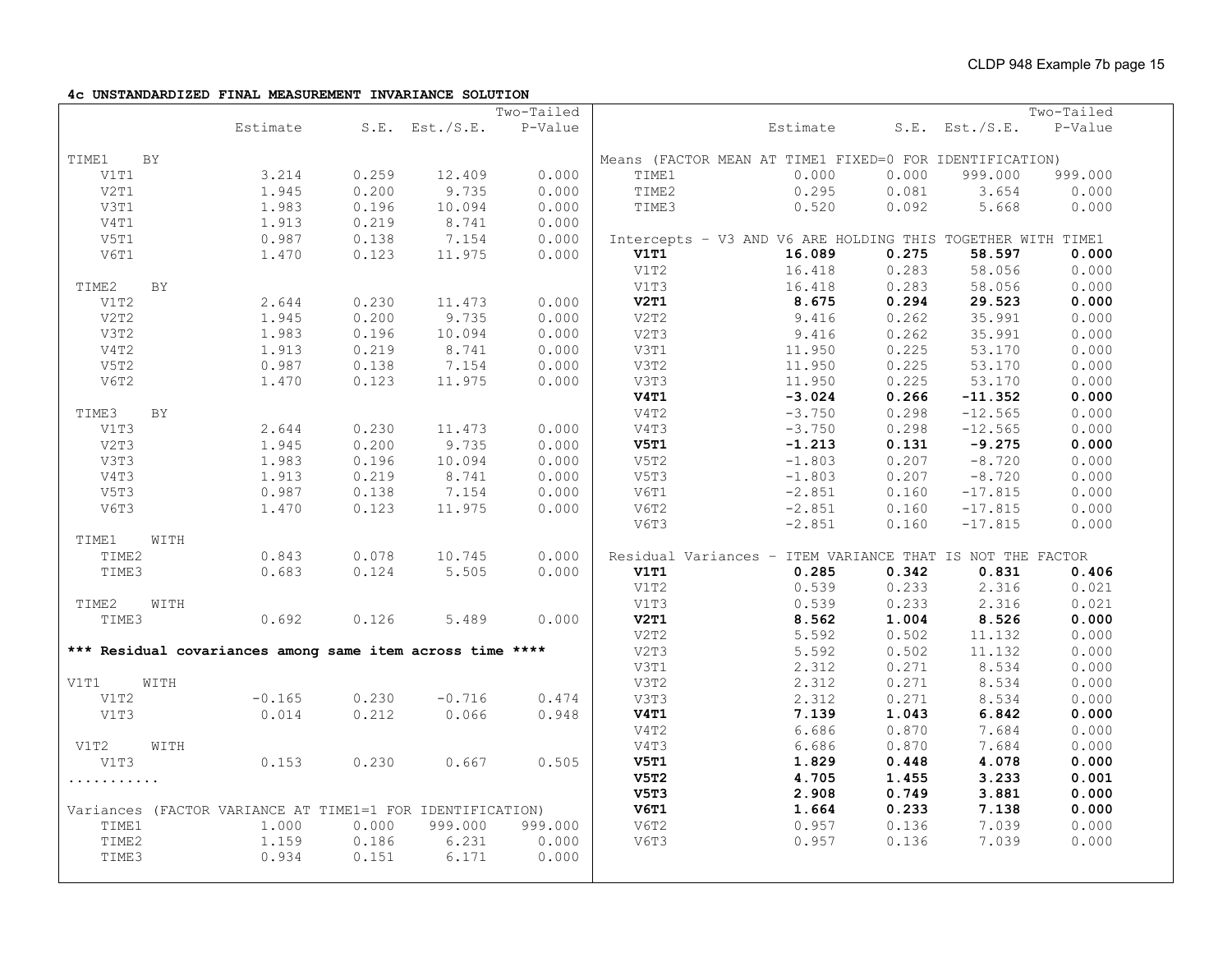**4c UNSTANDARDIZED FINAL MEASUREMENT INVARIANCE SOLUTION**

| | Estimate | S.E. | Est./S.E. | Two-Tailed P-Value |
|---|---|---|---|---|
| TIME1 BY | | | | |
| V1T1 | 3.214 | 0.259 | 12.409 | 0.000 |
| V2T1 | 1.945 | 0.200 | 9.735 | 0.000 |
| V3T1 | 1.983 | 0.196 | 10.094 | 0.000 |
| V4T1 | 1.913 | 0.219 | 8.741 | 0.000 |
| V5T1 | 0.987 | 0.138 | 7.154 | 0.000 |
| V6T1 | 1.470 | 0.123 | 11.975 | 0.000 |
| TIME2 BY | | | | |
| V1T2 | 2.644 | 0.230 | 11.473 | 0.000 |
| V2T2 | 1.945 | 0.200 | 9.735 | 0.000 |
| V3T2 | 1.983 | 0.196 | 10.094 | 0.000 |
| V4T2 | 1.913 | 0.219 | 8.741 | 0.000 |
| V5T2 | 0.987 | 0.138 | 7.154 | 0.000 |
| V6T2 | 1.470 | 0.123 | 11.975 | 0.000 |
| TIME3 BY | | | | |
| V1T3 | 2.644 | 0.230 | 11.473 | 0.000 |
| V2T3 | 1.945 | 0.200 | 9.735 | 0.000 |
| V3T3 | 1.983 | 0.196 | 10.094 | 0.000 |
| V4T3 | 1.913 | 0.219 | 8.741 | 0.000 |
| V5T3 | 0.987 | 0.138 | 7.154 | 0.000 |
| V6T3 | 1.470 | 0.123 | 11.975 | 0.000 |
| TIME1 WITH | | | | |
| TIME2 | 0.843 | 0.078 | 10.745 | 0.000 |
| TIME3 | 0.683 | 0.124 | 5.505 | 0.000 |
| TIME2 WITH | | | | |
| TIME3 | 0.692 | 0.126 | 5.489 | 0.000 |
| **\*\*\* Residual covariances among same item across time \*\*\*\*** | | | | |
| V1T1 WITH | | | | |
| V1T2 | -0.165 | 0.230 | -0.716 | 0.474 |
| V1T3 | 0.014 | 0.212 | 0.066 | 0.948 |
| V1T2 WITH | | | | |
| V1T3 | 0.153 | 0.230 | 0.667 | 0.505 |
| ........... | | | | |
| Variances (FACTOR VARIANCE AT TIME1=1 FOR IDENTIFICATION) | | | | |
| TIME1 | 1.000 | 0.000 | 999.000 | 999.000 |
| TIME2 | 1.159 | 0.186 | 6.231 | 0.000 |
| TIME3 | 0.934 | 0.151 | 6.171 | 0.000 |

| | Estimate | S.E. | Est./S.E. | Two-Tailed P-Value |
|---|---|---|---|---|
| Means (FACTOR MEAN AT TIME1 FIXED=0 FOR IDENTIFICATION) | | | | |
| TIME1 | 0.000 | 0.000 | 999.000 | 999.000 |
| TIME2 | 0.295 | 0.081 | 3.654 | 0.000 |
| TIME3 | 0.520 | 0.092 | 5.668 | 0.000 |
| Intercepts – V3 AND V6 ARE HOLDING THIS TOGETHER WITH TIME1 | | | | |
| **V1T1** | **16.089** | **0.275** | **58.597** | **0.000** |
| V1T2 | 16.418 | 0.283 | 58.056 | 0.000 |
| V1T3 | 16.418 | 0.283 | 58.056 | 0.000 |
| **V2T1** | **8.675** | **0.294** | **29.523** | **0.000** |
| V2T2 | 9.416 | 0.262 | 35.991 | 0.000 |
| V2T3 | 9.416 | 0.262 | 35.991 | 0.000 |
| V3T1 | 11.950 | 0.225 | 53.170 | 0.000 |
| V3T2 | 11.950 | 0.225 | 53.170 | 0.000 |
| V3T3 | 11.950 | 0.225 | 53.170 | 0.000 |
| **V4T1** | **-3.024** | **0.266** | **-11.352** | **0.000** |
| V4T2 | -3.750 | 0.298 | -12.565 | 0.000 |
| V4T3 | -3.750 | 0.298 | -12.565 | 0.000 |
| **V5T1** | **-1.213** | **0.131** | **-9.275** | **0.000** |
| V5T2 | -1.803 | 0.207 | -8.720 | 0.000 |
| V5T3 | -1.803 | 0.207 | -8.720 | 0.000 |
| V6T1 | -2.851 | 0.160 | -17.815 | 0.000 |
| V6T2 | -2.851 | 0.160 | -17.815 | 0.000 |
| V6T3 | -2.851 | 0.160 | -17.815 | 0.000 |
| Residual Variances – ITEM VARIANCE THAT IS NOT THE FACTOR | | | | |
| **V1T1** | **0.285** | **0.342** | **0.831** | **0.406** |
| V1T2 | 0.539 | 0.233 | 2.316 | 0.021 |
| V1T3 | 0.539 | 0.233 | 2.316 | 0.021 |
| **V2T1** | **8.562** | **1.004** | **8.526** | **0.000** |
| V2T2 | 5.592 | 0.502 | 11.132 | 0.000 |
| V2T3 | 5.592 | 0.502 | 11.132 | 0.000 |
| V3T1 | 2.312 | 0.271 | 8.534 | 0.000 |
| V3T2 | 2.312 | 0.271 | 8.534 | 0.000 |
| V3T3 | 2.312 | 0.271 | 8.534 | 0.000 |
| **V4T1** | **7.139** | **1.043** | **6.842** | **0.000** |
| V4T2 | 6.686 | 0.870 | 7.684 | 0.000 |
| V4T3 | 6.686 | 0.870 | 7.684 | 0.000 |
| **V5T1** | **1.829** | **0.448** | **4.078** | **0.000** |
| **V5T2** | **4.705** | **1.455** | **3.233** | **0.001** |
| **V5T3** | **2.908** | **0.749** | **3.881** | **0.000** |
| **V6T1** | **1.664** | **0.233** | **7.138** | **0.000** |
| V6T2 | 0.957 | 0.136 | 7.039 | 0.000 |
| V6T3 | 0.957 | 0.136 | 7.039 | 0.000 |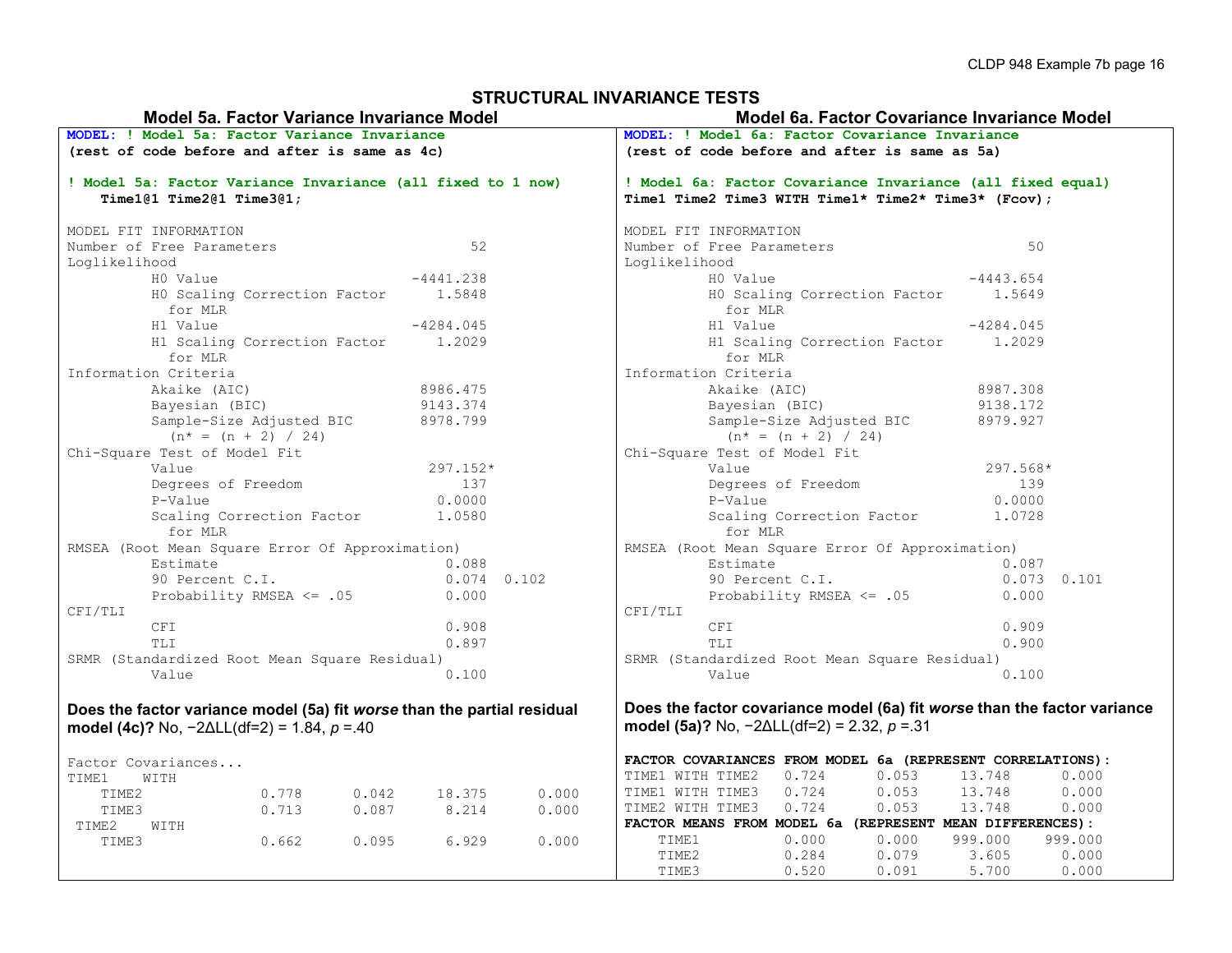# STRUCTURAL INVARIANCE TESTS

## Model 5a. Factor Variance Invariance Model

```
MODEL: ! Model 5a: Factor Variance Invariance
(rest of code before and after is same as 4c)

! Model 5a: Factor Variance Invariance (all fixed to 1 now)
    Time1@1 Time2@1 Time3@1;

MODEL FIT INFORMATION
Number of Free Parameters                       52
Loglikelihood
          H0 Value                       -4441.238
          H0 Scaling Correction Factor      1.5848
            for MLR
          H1 Value                       -4284.045
          H1 Scaling Correction Factor      1.2029
            for MLR
Information Criteria
          Akaike (AIC)                    8986.475
          Bayesian (BIC)                  9143.374
          Sample-Size Adjusted BIC        8978.799
            (n* = (n + 2) / 24)
Chi-Square Test of Model Fit
          Value                            297.152*
          Degrees of Freedom                   137
          P-Value                           0.0000
          Scaling Correction Factor         1.0580
            for MLR
RMSEA (Root Mean Square Error Of Approximation)
          Estimate                           0.088
          90 Percent C.I.                    0.074  0.102
          Probability RMSEA <= .05           0.000
CFI/TLI
          CFI                                0.908
          TLI                                0.897
SRMR (Standardized Root Mean Square Residual)
          Value                              0.100
```

**Does the factor variance model (5a) fit *worse* than the partial residual model (4c)?** No, $-2\Delta LL(df=2) = 1.84$, $p = .40$

```
Factor Covariances...
TIME1    WITH
    TIME2              0.778      0.042     18.375      0.000
    TIME3              0.713      0.087      8.214      0.000
 TIME2    WITH
    TIME3              0.662      0.095      6.929      0.000
```

## Model 6a. Factor Covariance Invariance Model

```
MODEL: ! Model 6a: Factor Covariance Invariance
(rest of code before and after is same as 5a)

! Model 6a: Factor Covariance Invariance (all fixed equal)
Time1 Time2 Time3 WITH Time1* Time2* Time3* (Fcov);

MODEL FIT INFORMATION
Number of Free Parameters                       50
Loglikelihood
          H0 Value                       -4443.654
          H0 Scaling Correction Factor      1.5649
            for MLR
          H1 Value                       -4284.045
          H1 Scaling Correction Factor      1.2029
            for MLR
Information Criteria
          Akaike (AIC)                    8987.308
          Bayesian (BIC)                  9138.172
          Sample-Size Adjusted BIC        8979.927
            (n* = (n + 2) / 24)
Chi-Square Test of Model Fit
          Value                            297.568*
          Degrees of Freedom                   139
          P-Value                           0.0000
          Scaling Correction Factor         1.0728
            for MLR
RMSEA (Root Mean Square Error Of Approximation)
          Estimate                           0.087
          90 Percent C.I.                    0.073  0.101
          Probability RMSEA <= .05           0.000
CFI/TLI
          CFI                                0.909
          TLI                                0.900
SRMR (Standardized Root Mean Square Residual)
          Value                              0.100
```

**Does the factor covariance model (6a) fit *worse* than the factor variance model (5a)?** No, $-2\Delta LL(df=2) = 2.32$, $p = .31$

```
FACTOR COVARIANCES FROM MODEL 6a (REPRESENT CORRELATIONS):
TIME1 WITH TIME2   0.724      0.053     13.748      0.000
TIME1 WITH TIME3   0.724      0.053     13.748      0.000
TIME2 WITH TIME3   0.724      0.053     13.748      0.000
FACTOR MEANS FROM MODEL 6a (REPRESENT MEAN DIFFERENCES):
    TIME1          0.000      0.000    999.000    999.000
    TIME2          0.284      0.079      3.605      0.000
    TIME3          0.520      0.091      5.700      0.000
```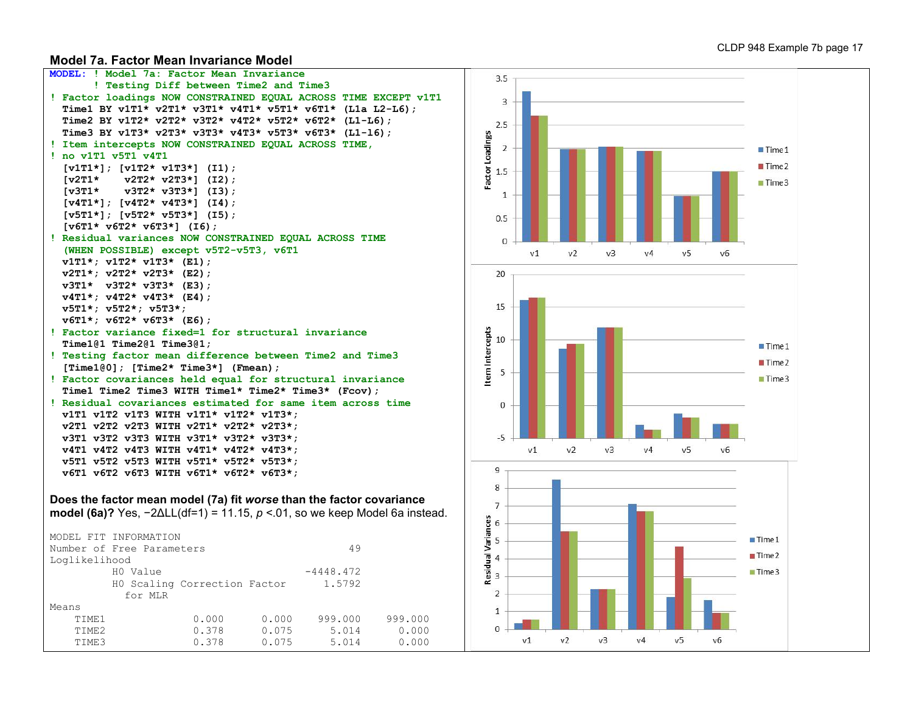## Model 7a. Factor Mean Invariance Model

```
MODEL: ! Model 7a: Factor Mean Invariance
       ! Testing Diff between Time2 and Time3
! Factor loadings NOW CONSTRAINED EQUAL ACROSS TIME EXCEPT v1T1
  Time1 BY v1T1* v2T1* v3T1* v4T1* v5T1* v6T1* (L1a L2-L6);
  Time2 BY v1T2* v2T2* v3T2* v4T2* v5T2* v6T2* (L1-L6);
  Time3 BY v1T3* v2T3* v3T3* v4T3* v5T3* v6T3* (L1-l6);
! Item intercepts NOW CONSTRAINED EQUAL ACROSS TIME,
! no v1T1 v5T1 v4T1
   [v1T1*]; [v1T2* v1T3*] (I1);
   [v2T1*    v2T2* v2T3*] (I2);
   [v3T1*    v3T2* v3T3*] (I3);
   [v4T1*]; [v4T2* v4T3*] (I4);
   [v5T1*]; [v5T2* v5T3*] (I5);
   [v6T1* v6T2* v6T3*] (I6);
! Residual variances NOW CONSTRAINED EQUAL ACROSS TIME
  (WHEN POSSIBLE) except v5T2-v5T3, v6T1
  v1T1*; v1T2* v1T3* (E1);
  v2T1*; v2T2* v2T3* (E2);
  v3T1*  v3T2* v3T3* (E3);
  v4T1*; v4T2* v4T3* (E4);
  v5T1*; v5T2*; v5T3*;
  v6T1*; v6T2* v6T3* (E6);
! Factor variance fixed=1 for structural invariance
  Time1@1 Time2@1 Time3@1;
! Testing factor mean difference between Time2 and Time3
  [Time1@0]; [Time2* Time3*] (Fmean);
! Factor covariances held equal for structural invariance
  Time1 Time2 Time3 WITH Time1* Time2* Time3* (Fcov);
! Residual covariances estimated for same item across time
  v1T1 v1T2 v1T3 WITH v1T1* v1T2* v1T3*;
  v2T1 v2T2 v2T3 WITH v2T1* v2T2* v2T3*;
  v3T1 v3T2 v3T3 WITH v3T1* v3T2* v3T3*;
  v4T1 v4T2 v4T3 WITH v4T1* v4T2* v4T3*;
  v5T1 v5T2 v5T3 WITH v5T1* v5T2* v5T3*;
  v6T1 v6T2 v6T3 WITH v6T1* v6T2* v6T3*;
```

**Does the factor mean model (7a) fit *worse* than the factor covariance model (6a)?** Yes, $-2\Delta LL(df=1) = 11.15$, $p < .01$, so we keep Model 6a instead.

```
MODEL FIT INFORMATION
Number of Free Parameters                       49
Loglikelihood
          H0 Value                       -4448.472
          H0 Scaling Correction Factor      1.5792
            for MLR
Means
    TIME1              0.000       0.000     999.000    999.000
    TIME2              0.378       0.075       5.014      0.000
    TIME3              0.378       0.075       5.014      0.000
```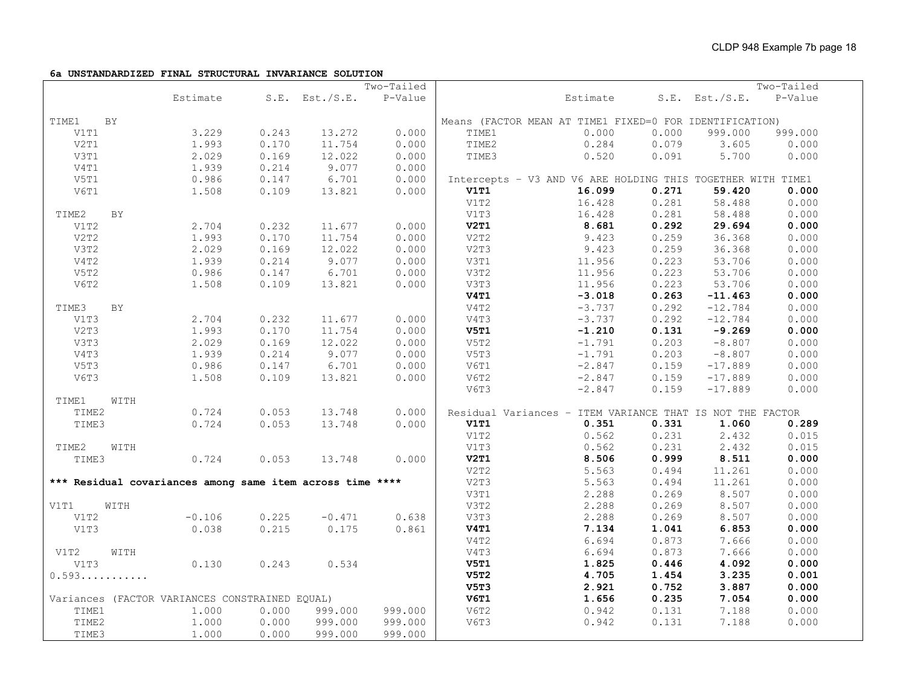**6a UNSTANDARDIZED FINAL STRUCTURAL INVARIANCE SOLUTION**

| | Estimate | S.E. | Est./S.E. | Two-Tailed P-Value |
|---|---|---|---|---|
| TIME1 BY | | | | |
| V1T1 | 3.229 | 0.243 | 13.272 | 0.000 |
| V2T1 | 1.993 | 0.170 | 11.754 | 0.000 |
| V3T1 | 2.029 | 0.169 | 12.022 | 0.000 |
| V4T1 | 1.939 | 0.214 | 9.077 | 0.000 |
| V5T1 | 0.986 | 0.147 | 6.701 | 0.000 |
| V6T1 | 1.508 | 0.109 | 13.821 | 0.000 |
| TIME2 BY | | | | |
| V1T2 | 2.704 | 0.232 | 11.677 | 0.000 |
| V2T2 | 1.993 | 0.170 | 11.754 | 0.000 |
| V3T2 | 2.029 | 0.169 | 12.022 | 0.000 |
| V4T2 | 1.939 | 0.214 | 9.077 | 0.000 |
| V5T2 | 0.986 | 0.147 | 6.701 | 0.000 |
| V6T2 | 1.508 | 0.109 | 13.821 | 0.000 |
| TIME3 BY | | | | |
| V1T3 | 2.704 | 0.232 | 11.677 | 0.000 |
| V2T3 | 1.993 | 0.170 | 11.754 | 0.000 |
| V3T3 | 2.029 | 0.169 | 12.022 | 0.000 |
| V4T3 | 1.939 | 0.214 | 9.077 | 0.000 |
| V5T3 | 0.986 | 0.147 | 6.701 | 0.000 |
| V6T3 | 1.508 | 0.109 | 13.821 | 0.000 |
| TIME1 WITH | | | | |
| TIME2 | 0.724 | 0.053 | 13.748 | 0.000 |
| TIME3 | 0.724 | 0.053 | 13.748 | 0.000 |
| TIME2 WITH | | | | |
| TIME3 | 0.724 | 0.053 | 13.748 | 0.000 |
| **\*\*\* Residual covariances among same item across time \*\*\*\*** | | | | |
| V1T1 WITH | | | | |
| V1T2 | -0.106 | 0.225 | -0.471 | 0.638 |
| V1T3 | 0.038 | 0.215 | 0.175 | 0.861 |
| V1T2 WITH | | | | |
| V1T3 | 0.130 | 0.243 | 0.534 | 0.593 |
| Variances (FACTOR VARIANCES CONSTRAINED EQUAL) | | | | |
| TIME1 | 1.000 | 0.000 | 999.000 | 999.000 |
| TIME2 | 1.000 | 0.000 | 999.000 | 999.000 |
| TIME3 | 1.000 | 0.000 | 999.000 | 999.000 |

| | Estimate | S.E. | Est./S.E. | Two-Tailed P-Value |
|---|---|---|---|---|
| Means (FACTOR MEAN AT TIME1 FIXED=0 FOR IDENTIFICATION) | | | | |
| TIME1 | 0.000 | 0.000 | 999.000 | 999.000 |
| TIME2 | 0.284 | 0.079 | 3.605 | 0.000 |
| TIME3 | 0.520 | 0.091 | 5.700 | 0.000 |
| Intercepts - V3 AND V6 ARE HOLDING THIS TOGETHER WITH TIME1 | | | | |
| **V1T1** | **16.099** | **0.271** | **59.420** | **0.000** |
| V1T2 | 16.428 | 0.281 | 58.488 | 0.000 |
| V1T3 | 16.428 | 0.281 | 58.488 | 0.000 |
| **V2T1** | **8.681** | **0.292** | **29.694** | **0.000** |
| V2T2 | 9.423 | 0.259 | 36.368 | 0.000 |
| V2T3 | 9.423 | 0.259 | 36.368 | 0.000 |
| V3T1 | 11.956 | 0.223 | 53.706 | 0.000 |
| V3T2 | 11.956 | 0.223 | 53.706 | 0.000 |
| V3T3 | 11.956 | 0.223 | 53.706 | 0.000 |
| **V4T1** | **-3.018** | **0.263** | **-11.463** | **0.000** |
| V4T2 | -3.737 | 0.292 | -12.784 | 0.000 |
| V4T3 | -3.737 | 0.292 | -12.784 | 0.000 |
| **V5T1** | **-1.210** | **0.131** | **-9.269** | **0.000** |
| V5T2 | -1.791 | 0.203 | -8.807 | 0.000 |
| V5T3 | -1.791 | 0.203 | -8.807 | 0.000 |
| V6T1 | -2.847 | 0.159 | -17.889 | 0.000 |
| V6T2 | -2.847 | 0.159 | -17.889 | 0.000 |
| V6T3 | -2.847 | 0.159 | -17.889 | 0.000 |
| Residual Variances - ITEM VARIANCE THAT IS NOT THE FACTOR | | | | |
| **V1T1** | **0.351** | **0.331** | **1.060** | **0.289** |
| V1T2 | 0.562 | 0.231 | 2.432 | 0.015 |
| V1T3 | 0.562 | 0.231 | 2.432 | 0.015 |
| **V2T1** | **8.506** | **0.999** | **8.511** | **0.000** |
| V2T2 | 5.563 | 0.494 | 11.261 | 0.000 |
| V2T3 | 5.563 | 0.494 | 11.261 | 0.000 |
| V3T1 | 2.288 | 0.269 | 8.507 | 0.000 |
| V3T2 | 2.288 | 0.269 | 8.507 | 0.000 |
| V3T3 | 2.288 | 0.269 | 8.507 | 0.000 |
| **V4T1** | **7.134** | **1.041** | **6.853** | **0.000** |
| V4T2 | 6.694 | 0.873 | 7.666 | 0.000 |
| V4T3 | 6.694 | 0.873 | 7.666 | 0.000 |
| **V5T1** | **1.825** | **0.446** | **4.092** | **0.000** |
| **V5T2** | **4.705** | **1.454** | **3.235** | **0.001** |
| **V5T3** | **2.921** | **0.752** | **3.887** | **0.000** |
| **V6T1** | **1.656** | **0.235** | **7.054** | **0.000** |
| V6T2 | 0.942 | 0.131 | 7.188 | 0.000 |
| V6T3 | 0.942 | 0.131 | 7.188 | 0.000 |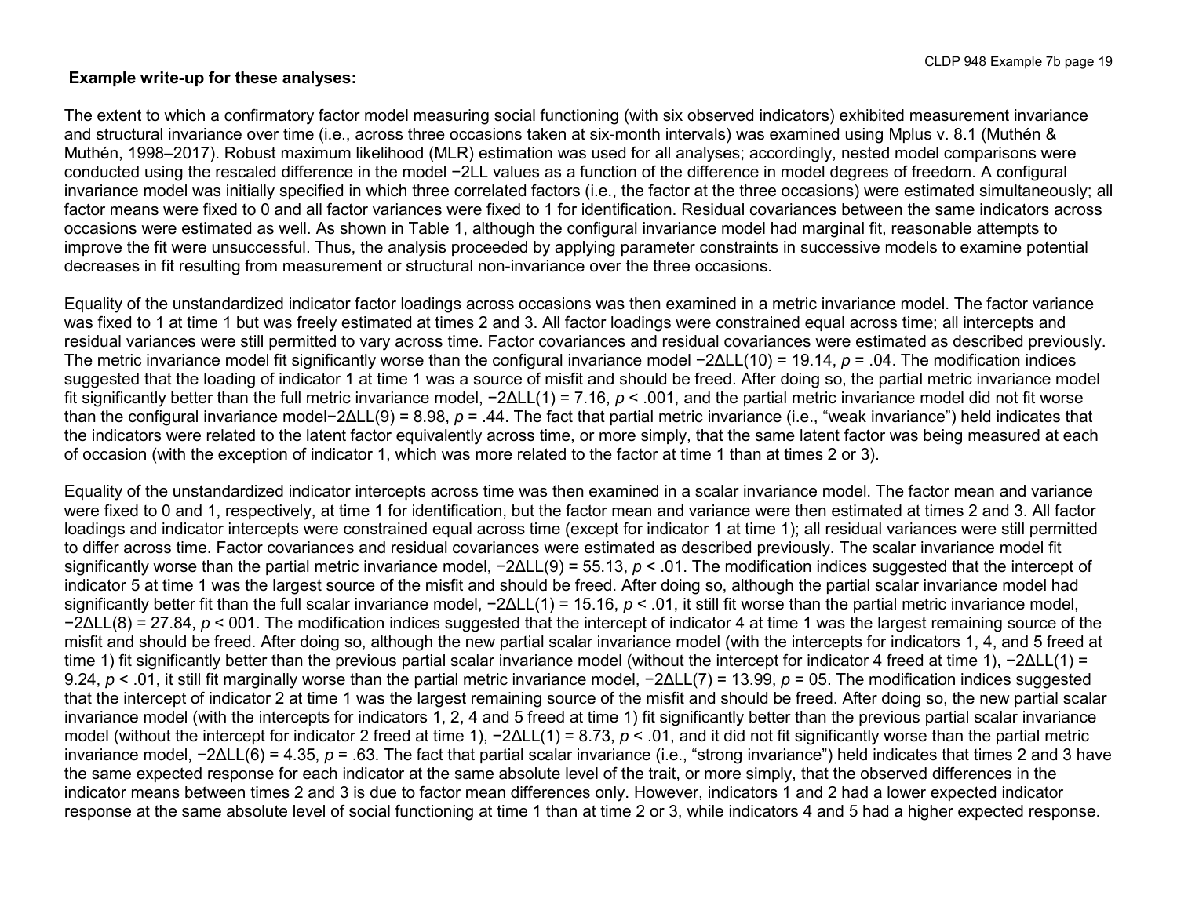**Example write-up for these analyses:**

The extent to which a confirmatory factor model measuring social functioning (with six observed indicators) exhibited measurement invariance and structural invariance over time (i.e., across three occasions taken at six-month intervals) was examined using Mplus v. 8.1 (Muthén & Muthén, 1998–2017). Robust maximum likelihood (MLR) estimation was used for all analyses; accordingly, nested model comparisons were conducted using the rescaled difference in the model −2LL values as a function of the difference in model degrees of freedom. A configural invariance model was initially specified in which three correlated factors (i.e., the factor at the three occasions) were estimated simultaneously; all factor means were fixed to 0 and all factor variances were fixed to 1 for identification. Residual covariances between the same indicators across occasions were estimated as well. As shown in Table 1, although the configural invariance model had marginal fit, reasonable attempts to improve the fit were unsuccessful. Thus, the analysis proceeded by applying parameter constraints in successive models to examine potential decreases in fit resulting from measurement or structural non-invariance over the three occasions.

Equality of the unstandardized indicator factor loadings across occasions was then examined in a metric invariance model. The factor variance was fixed to 1 at time 1 but was freely estimated at times 2 and 3. All factor loadings were constrained equal across time; all intercepts and residual variances were still permitted to vary across time. Factor covariances and residual covariances were estimated as described previously. The metric invariance model fit significantly worse than the configural invariance model $-2\Delta LL(10) = 19.14$, $p = .04$. The modification indices suggested that the loading of indicator 1 at time 1 was a source of misfit and should be freed. After doing so, the partial metric invariance model fit significantly better than the full metric invariance model, $-2\Delta LL(1) = 7.16$, $p < .001$, and the partial metric invariance model did not fit worse than the configural invariance model$-2\Delta LL(9) = 8.98$, $p = .44$. The fact that partial metric invariance (i.e., "weak invariance") held indicates that the indicators were related to the latent factor equivalently across time, or more simply, that the same latent factor was being measured at each of occasion (with the exception of indicator 1, which was more related to the factor at time 1 than at times 2 or 3).

Equality of the unstandardized indicator intercepts across time was then examined in a scalar invariance model. The factor mean and variance were fixed to 0 and 1, respectively, at time 1 for identification, but the factor mean and variance were then estimated at times 2 and 3. All factor loadings and indicator intercepts were constrained equal across time (except for indicator 1 at time 1); all residual variances were still permitted to differ across time. Factor covariances and residual covariances were estimated as described previously. The scalar invariance model fit significantly worse than the partial metric invariance model, $-2\Delta LL(9) = 55.13$, $p < .01$. The modification indices suggested that the intercept of indicator 5 at time 1 was the largest source of the misfit and should be freed. After doing so, although the partial scalar invariance model had significantly better fit than the full scalar invariance model, $-2\Delta LL(1) = 15.16$, $p < .01$, it still fit worse than the partial metric invariance model, $-2\Delta LL(8) = 27.84$, $p <$ 001. The modification indices suggested that the intercept of indicator 4 at time 1 was the largest remaining source of the misfit and should be freed. After doing so, although the new partial scalar invariance model (with the intercepts for indicators 1, 4, and 5 freed at time 1) fit significantly better than the previous partial scalar invariance model (without the intercept for indicator 4 freed at time 1), $-2\Delta LL(1) = 9.24$, $p < .01$, it still fit marginally worse than the partial metric invariance model, $-2\Delta LL(7) = 13.99$, $p =$ 05. The modification indices suggested that the intercept of indicator 2 at time 1 was the largest remaining source of the misfit and should be freed. After doing so, the new partial scalar invariance model (with the intercepts for indicators 1, 2, 4 and 5 freed at time 1) fit significantly better than the previous partial scalar invariance model (without the intercept for indicator 2 freed at time 1), $-2\Delta LL(1) = 8.73$, $p < .01$, and it did not fit significantly worse than the partial metric invariance model, $-2\Delta LL(6) = 4.35$, $p = .63$. The fact that partial scalar invariance (i.e., "strong invariance") held indicates that times 2 and 3 have the same expected response for each indicator at the same absolute level of the trait, or more simply, that the observed differences in the indicator means between times 2 and 3 is due to factor mean differences only. However, indicators 1 and 2 had a lower expected indicator response at the same absolute level of social functioning at time 1 than at time 2 or 3, while indicators 4 and 5 had a higher expected response.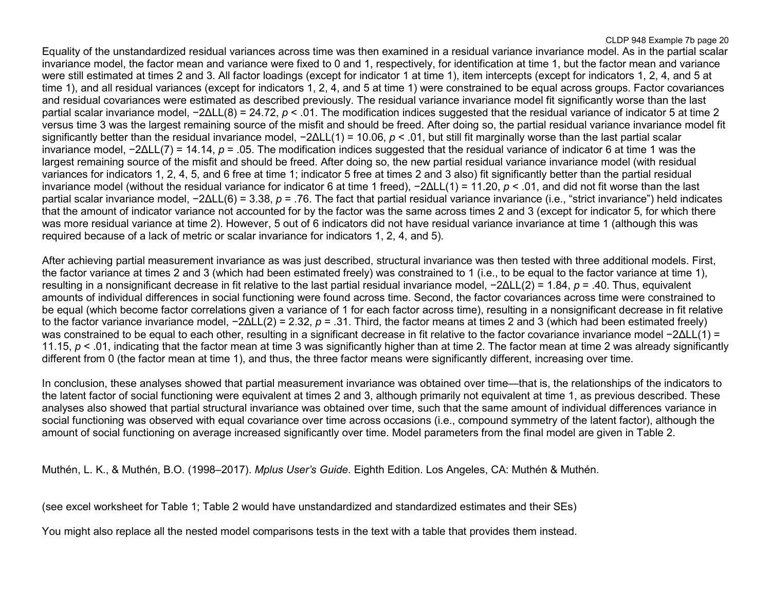Equality of the unstandardized residual variances across time was then examined in a residual variance invariance model. As in the partial scalar invariance model, the factor mean and variance were fixed to 0 and 1, respectively, for identification at time 1, but the factor mean and variance were still estimated at times 2 and 3. All factor loadings (except for indicator 1 at time 1), item intercepts (except for indicators 1, 2, 4, and 5 at time 1), and all residual variances (except for indicators 1, 2, 4, and 5 at time 1) were constrained to be equal across groups. Factor covariances and residual covariances were estimated as described previously. The residual variance invariance model fit significantly worse than the last partial scalar invariance model, $-2\Delta LL(8) = 24.72$, $p < .01$. The modification indices suggested that the residual variance of indicator 5 at time 2 versus time 3 was the largest remaining source of the misfit and should be freed. After doing so, the partial residual variance invariance model fit significantly better than the residual invariance model, $-2\Delta LL(1) = 10.06$, $p < .01$, but still fit marginally worse than the last partial scalar invariance model, $-2\Delta LL(7) = 14.14$, $p = .05$. The modification indices suggested that the residual variance of indicator 6 at time 1 was the largest remaining source of the misfit and should be freed. After doing so, the new partial residual variance invariance model (with residual variances for indicators 1, 2, 4, 5, and 6 free at time 1; indicator 5 free at times 2 and 3 also) fit significantly better than the partial residual invariance model (without the residual variance for indicator 6 at time 1 freed), $-2\Delta LL(1) = 11.20$, $p < .01$, and did not fit worse than the last partial scalar invariance model, $-2\Delta LL(6) = 3.38$, $p = .76$. The fact that partial residual variance invariance (i.e., "strict invariance") held indicates that the amount of indicator variance not accounted for by the factor was the same across times 2 and 3 (except for indicator 5, for which there was more residual variance at time 2). However, 5 out of 6 indicators did not have residual variance invariance at time 1 (although this was required because of a lack of metric or scalar invariance for indicators 1, 2, 4, and 5).

After achieving partial measurement invariance as was just described, structural invariance was then tested with three additional models. First, the factor variance at times 2 and 3 (which had been estimated freely) was constrained to 1 (i.e., to be equal to the factor variance at time 1), resulting in a nonsignificant decrease in fit relative to the last partial residual invariance model, $-2\Delta LL(2) = 1.84$, $p = .40$. Thus, equivalent amounts of individual differences in social functioning were found across time. Second, the factor covariances across time were constrained to be equal (which become factor correlations given a variance of 1 for each factor across time), resulting in a nonsignificant decrease in fit relative to the factor variance invariance model, $-2\Delta LL(2) = 2.32$, $p = .31$. Third, the factor means at times 2 and 3 (which had been estimated freely) was constrained to be equal to each other, resulting in a significant decrease in fit relative to the factor covariance invariance model $-2\Delta LL(1) = 11.15$, $p < .01$, indicating that the factor mean at time 3 was significantly higher than at time 2. The factor mean at time 2 was already significantly different from 0 (the factor mean at time 1), and thus, the three factor means were significantly different, increasing over time.

In conclusion, these analyses showed that partial measurement invariance was obtained over time—that is, the relationships of the indicators to the latent factor of social functioning were equivalent at times 2 and 3, although primarily not equivalent at time 1, as previous described. These analyses also showed that partial structural invariance was obtained over time, such that the same amount of individual differences variance in social functioning was observed with equal covariance over time across occasions (i.e., compound symmetry of the latent factor), although the amount of social functioning on average increased significantly over time. Model parameters from the final model are given in Table 2.

Muthén, L. K., & Muthén, B.O. (1998–2017). *Mplus User's Guide*. Eighth Edition. Los Angeles, CA: Muthén & Muthén.

(see excel worksheet for Table 1; Table 2 would have unstandardized and standardized estimates and their SEs)

You might also replace all the nested model comparisons tests in the text with a table that provides them instead.